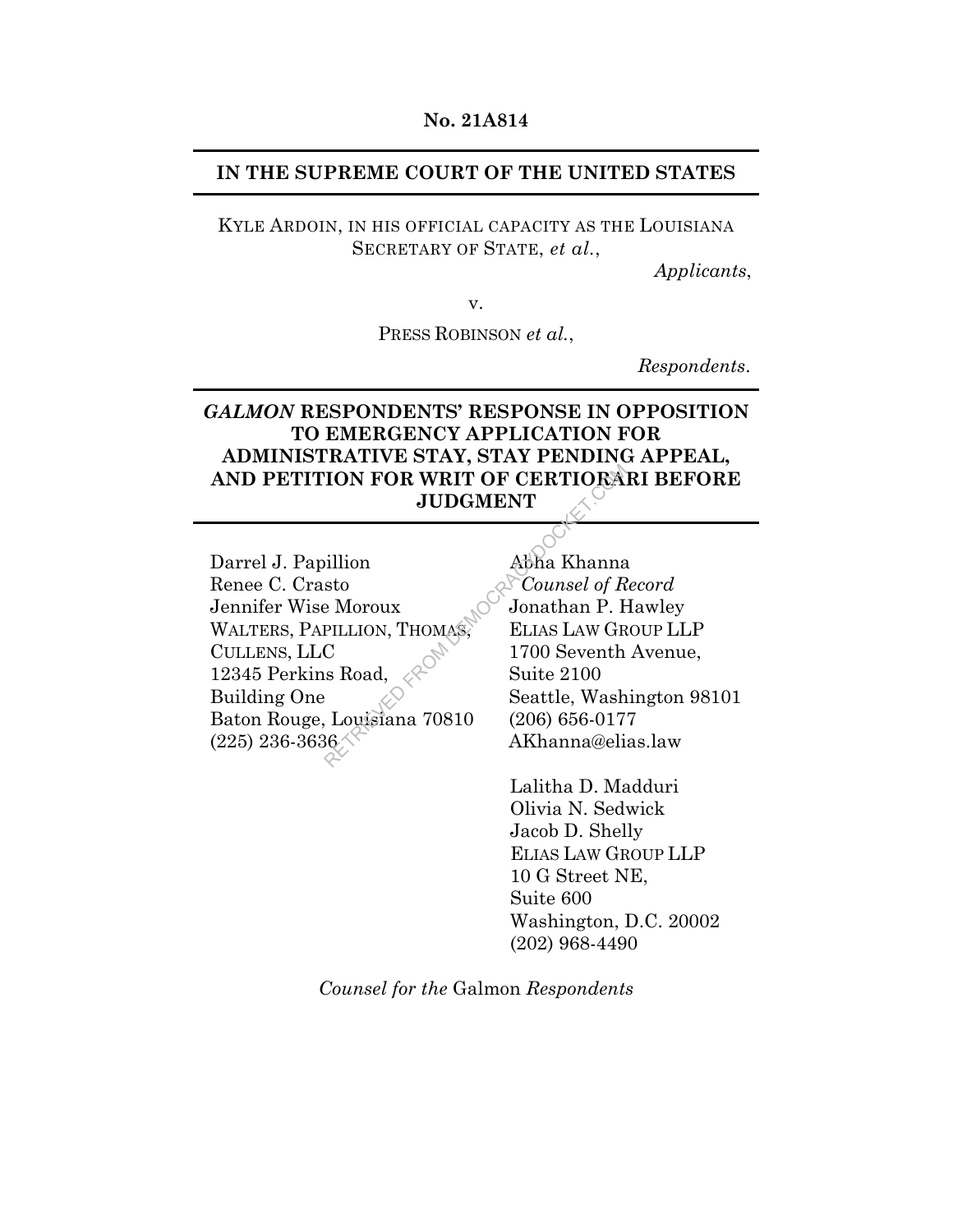**No. 21A814**

## IN THE SUPREME COURT OF THE UNITED STATES

KYLE ARDOIN, IN HIS OFFICIAL CAPACITY AS THE LOUISIANA SECRETARY OF STATE, *et al.*,

*Applicants*,

v.

PRESS ROBINSON *et al.*,

*Respondents*.

## *GALMON* RESPONDENTS' RESPONSE IN OPPOSITION TO EMERGENCY APPLICATION FOR ADMINISTRATIVE STAY, STAY PENDING APPEAL, AND PETITION FOR WRIT OF CERTIORARI BEFORE JUDGMENT

Darrel J. Papillion
Renee C. Crasto
Jennifer Wise Moroux
WALTERS, PAPILLION, THOMAS, CULLENS, LLC
12345 Perkins Road, Building One
Baton Rouge, Louisiana 70810
(225) 236-3636

Abha Khanna
*Counsel of Record*
Jonathan P. Hawley
ELIAS LAW GROUP LLP
1700 Seventh Avenue, Suite 2100
Seattle, Washington 98101
(206) 656-0177
AKhanna@elias.law

Lalitha D. Madduri
Olivia N. Sedwick
Jacob D. Shelly
ELIAS LAW GROUP LLP
10 G Street NE, Suite 600
Washington, D.C. 20002
(202) 968-4490

*Counsel for the* Galmon *Respondents*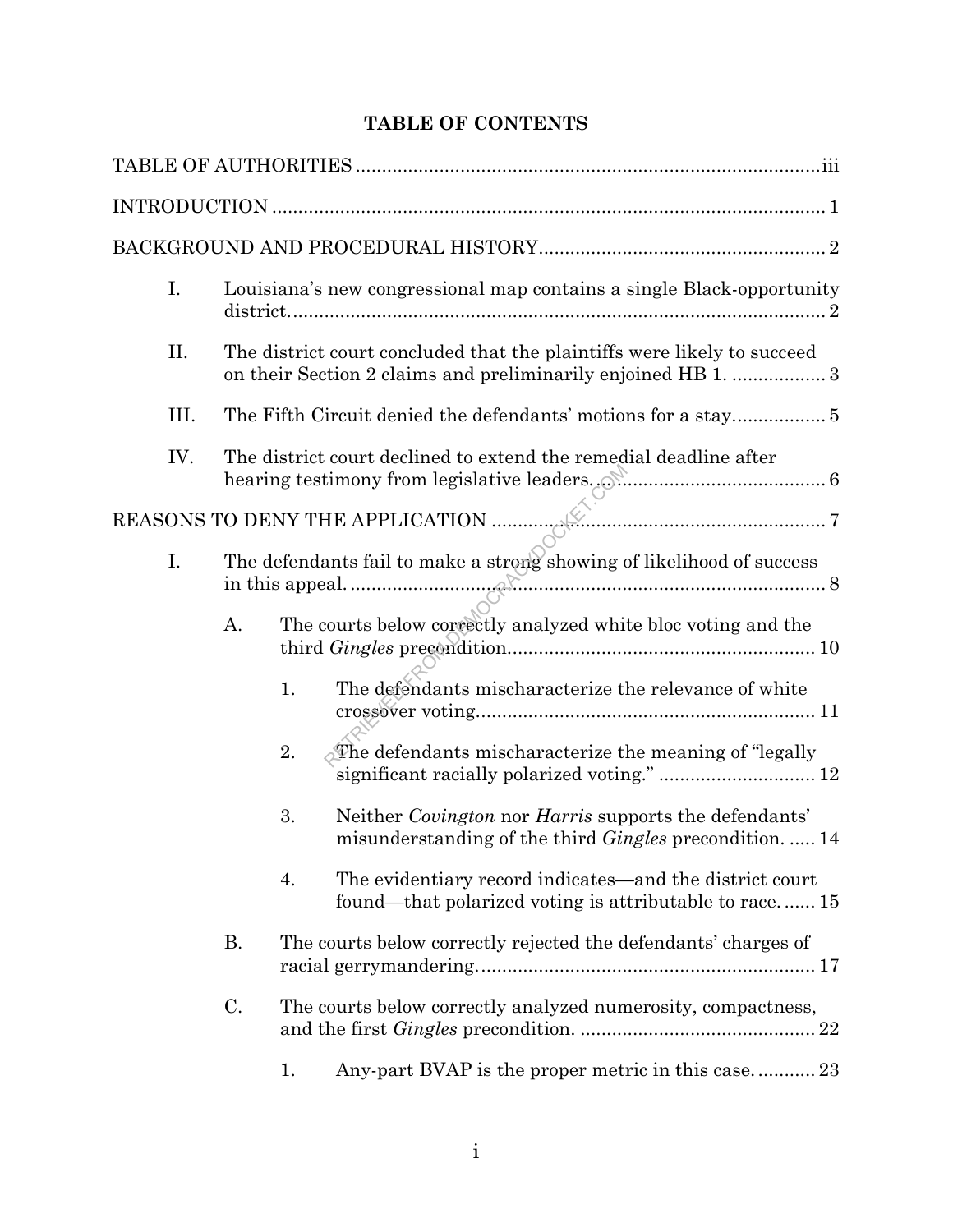# TABLE OF CONTENTS

TABLE OF AUTHORITIES ........................................................................................iii

INTRODUCTION ......................................................................................................... 1

BACKGROUND AND PROCEDURAL HISTORY...................................................... 2

I. Louisiana's new congressional map contains a single Black-opportunity district........................................................................................................ 2

II. The district court concluded that the plaintiffs were likely to succeed on their Section 2 claims and preliminarily enjoined HB 1. .................. 3

III. The Fifth Circuit denied the defendants' motions for a stay................. 5

IV. The district court declined to extend the remedial deadline after hearing testimony from legislative leaders............................................ 6

REASONS TO DENY THE APPLICATION ............................................................... 7

I. The defendants fail to make a strong showing of likelihood of success in this appeal. ........................................................................................... 8

A. The courts below correctly analyzed white bloc voting and the third *Gingles* precondition........................................................... 10

1. The defendants mischaracterize the relevance of white crossover voting................................................................. 11

2. The defendants mischaracterize the meaning of "legally significant racially polarized voting." ............................. 12

3. Neither *Covington* nor *Harris* supports the defendants' misunderstanding of the third *Gingles* precondition. ..... 14

4. The evidentiary record indicates—and the district court found—that polarized voting is attributable to race. ...... 15

B. The courts below correctly rejected the defendants' charges of racial gerrymandering................................................................ 17

C. The courts below correctly analyzed numerosity, compactness, and the first *Gingles* precondition. ............................................ 22

1. Any-part BVAP is the proper metric in this case. ........... 23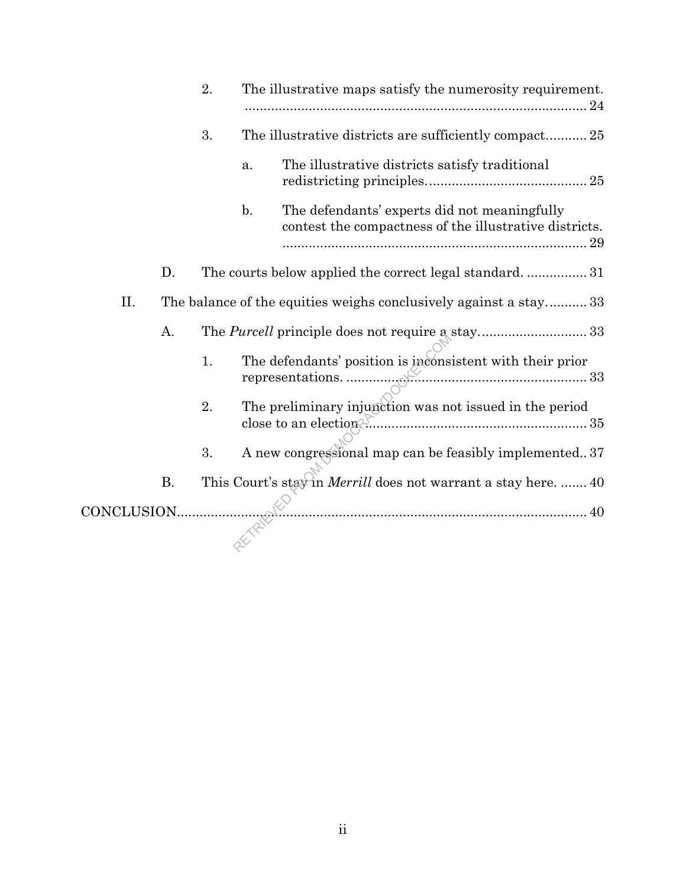2. The illustrative maps satisfy the numerosity requirement. ........ 24

3. The illustrative districts are sufficiently compact ........... 25

a. The illustrative districts satisfy traditional redistricting principles. ........ 25

b. The defendants' experts did not meaningfully contest the compactness of the illustrative districts. ........ 29

D. The courts below applied the correct legal standard. ................ 31

II. The balance of the equities weighs conclusively against a stay ........... 33

A. The *Purcell* principle does not require a stay ........................ 33

1. The defendants' position is inconsistent with their prior representations. ........ 33

2. The preliminary injunction was not issued in the period close to an election ........ 35

3. A new congressional map can be feasibly implemented.. 37

B. This Court's stay in *Merrill* does not warrant a stay here. ....... 40

CONCLUSION ........ 40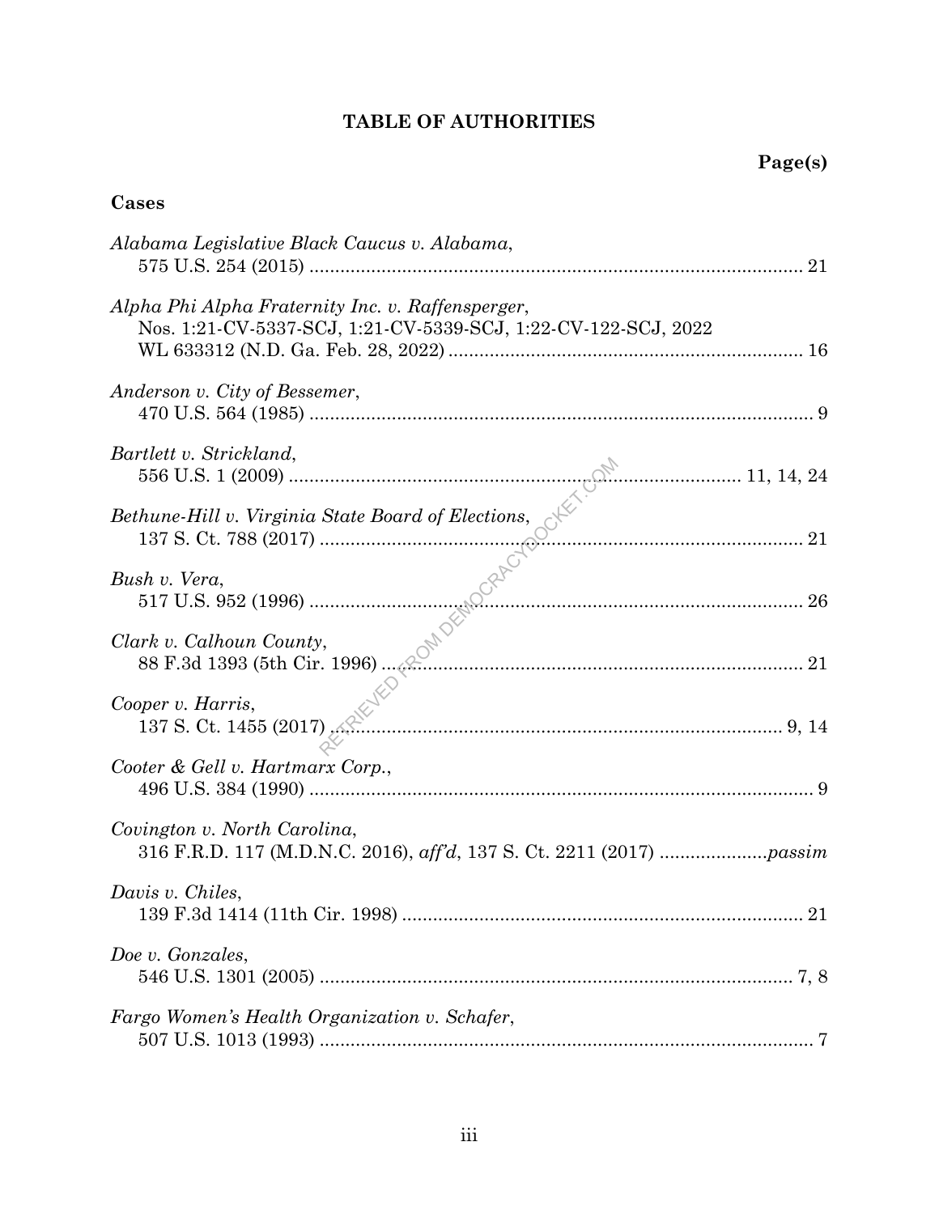# TABLE OF AUTHORITIES

**Page(s)**

**Cases**

*Alabama Legislative Black Caucus v. Alabama*,
575 U.S. 254 (2015) .......................................................................................... 21

*Alpha Phi Alpha Fraternity Inc. v. Raffensperger*,
Nos. 1:21-CV-5337-SCJ, 1:21-CV-5339-SCJ, 1:22-CV-122-SCJ, 2022 WL 633312 (N.D. Ga. Feb. 28, 2022) ..................................................................... 16

*Anderson v. City of Bessemer*,
470 U.S. 564 (1985) .......................................................................................... 9

*Bartlett v. Strickland*,
556 U.S. 1 (2009) .......................................................................... 11, 14, 24

*Bethune-Hill v. Virginia State Board of Elections*,
137 S. Ct. 788 (2017) ........................................................................................ 21

*Bush v. Vera*,
517 U.S. 952 (1996) .......................................................................................... 26

*Clark v. Calhoun County*,
88 F.3d 1393 (5th Cir. 1996) ............................................................................ 21

*Cooper v. Harris*,
137 S. Ct. 1455 (2017) ................................................................................ 9, 14

*Cooter & Gell v. Hartmarx Corp.*,
496 U.S. 384 (1990) .......................................................................................... 9

*Covington v. North Carolina*,
316 F.R.D. 117 (M.D.N.C. 2016), *aff'd*, 137 S. Ct. 2211 (2017) .....................*passim*

*Davis v. Chiles*,
139 F.3d 1414 (11th Cir. 1998) ........................................................................ 21

*Doe v. Gonzales*,
546 U.S. 1301 (2005) ..................................................................................... 7, 8

*Fargo Women's Health Organization v. Schafer*,
507 U.S. 1013 (1993) ........................................................................................ 7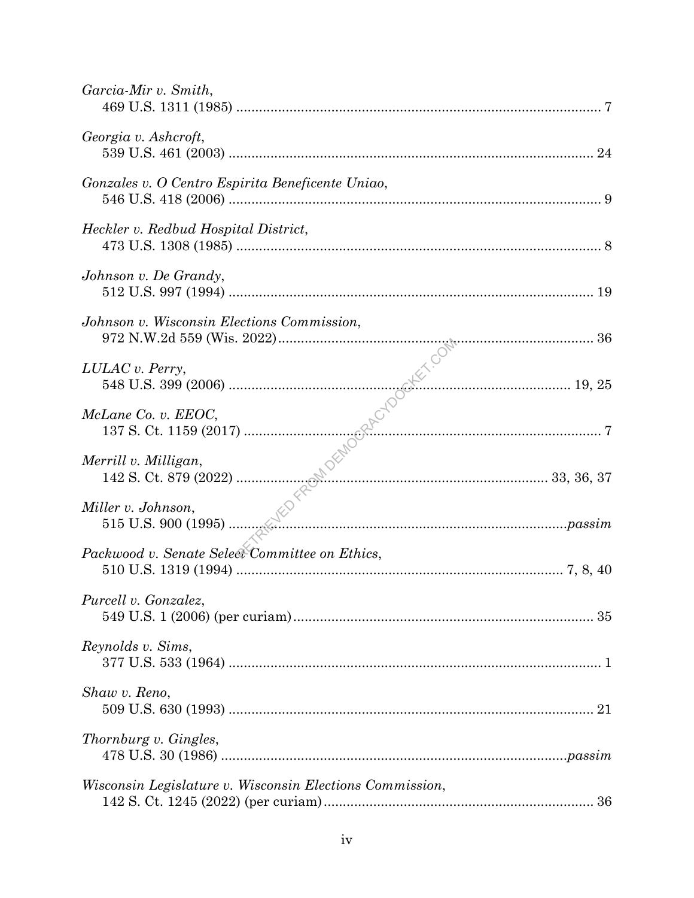*Garcia-Mir v. Smith*,
469 U.S. 1311 (1985) ............................................................................................ 7

*Georgia v. Ashcroft*,
539 U.S. 461 (2003) ............................................................................................ 24

*Gonzales v. O Centro Espirita Beneficente Uniao*,
546 U.S. 418 (2006) ............................................................................................ 9

*Heckler v. Redbud Hospital District*,
473 U.S. 1308 (1985) ............................................................................................ 8

*Johnson v. De Grandy*,
512 U.S. 997 (1994) ............................................................................................ 19

*Johnson v. Wisconsin Elections Commission*,
972 N.W.2d 559 (Wis. 2022) ............................................................................................ 36

*LULAC v. Perry*,
548 U.S. 399 (2006) ............................................................................................ 19, 25

*McLane Co. v. EEOC*,
137 S. Ct. 1159 (2017) ............................................................................................ 7

*Merrill v. Milligan*,
142 S. Ct. 879 (2022) ............................................................................................ 33, 36, 37

*Miller v. Johnson*,
515 U.S. 900 (1995) ............................................................................................ *passim*

*Packwood v. Senate Select Committee on Ethics*,
510 U.S. 1319 (1994) ............................................................................................ 7, 8, 40

*Purcell v. Gonzalez*,
549 U.S. 1 (2006) (per curiam) ............................................................................................ 35

*Reynolds v. Sims*,
377 U.S. 533 (1964) ............................................................................................ 1

*Shaw v. Reno*,
509 U.S. 630 (1993) ............................................................................................ 21

*Thornburg v. Gingles*,
478 U.S. 30 (1986) ............................................................................................ *passim*

*Wisconsin Legislature v. Wisconsin Elections Commission*,
142 S. Ct. 1245 (2022) (per curiam) ............................................................................................ 36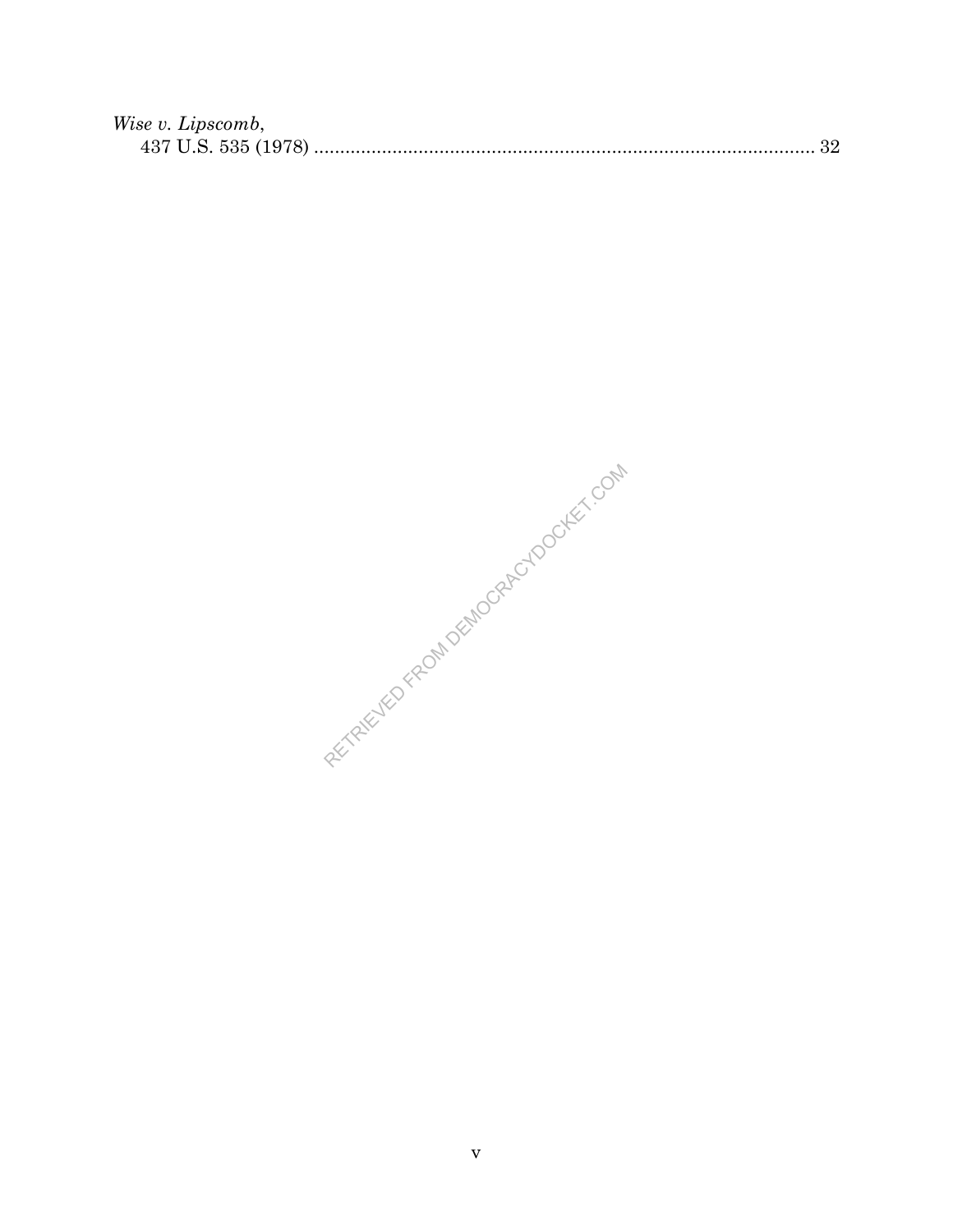*Wise v. Lipscomb*,
437 U.S. 535 (1978) ........................................................................................... 32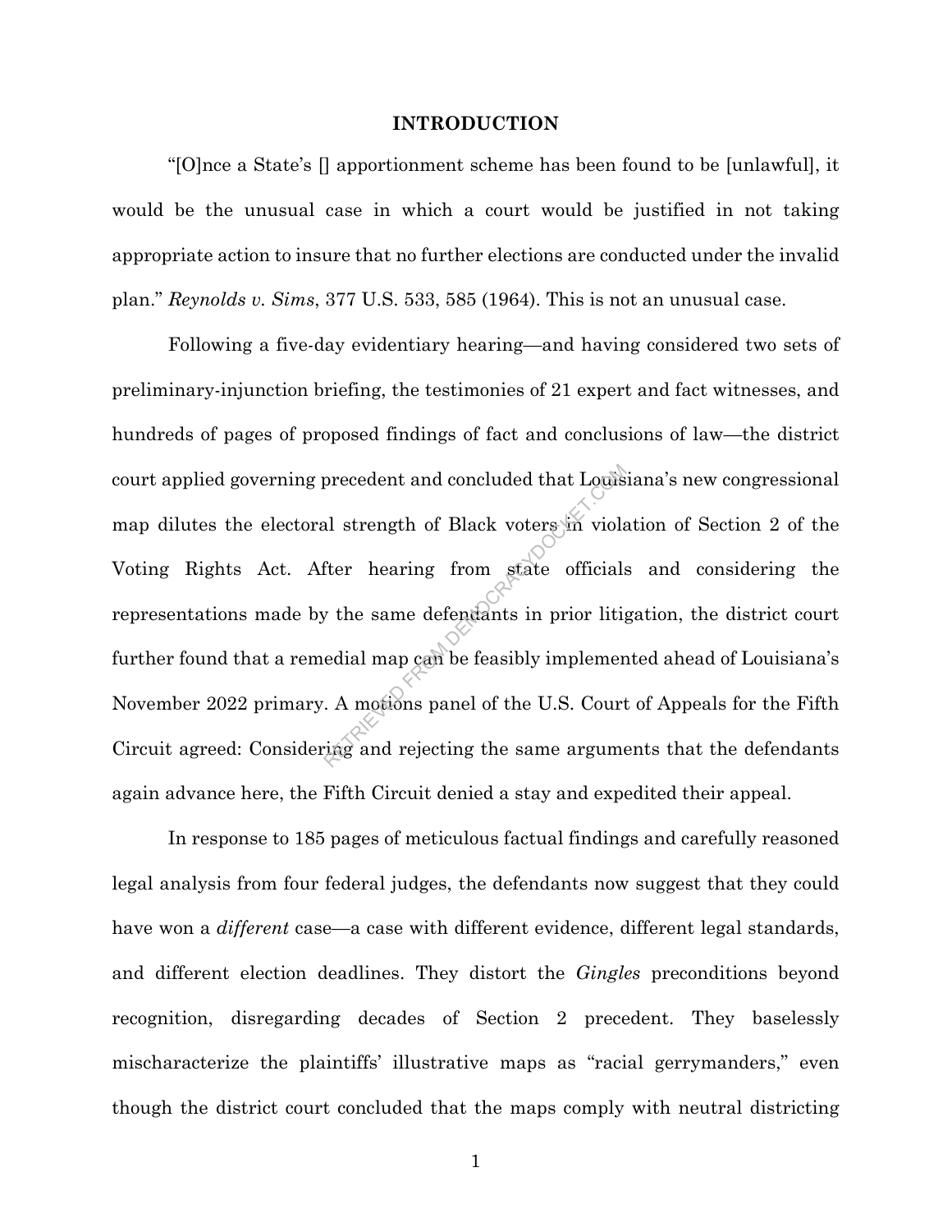## INTRODUCTION

"[O]nce a State's [] apportionment scheme has been found to be [unlawful], it would be the unusual case in which a court would be justified in not taking appropriate action to insure that no further elections are conducted under the invalid plan." *Reynolds v. Sims*, 377 U.S. 533, 585 (1964). This is not an unusual case.

Following a five-day evidentiary hearing—and having considered two sets of preliminary-injunction briefing, the testimonies of 21 expert and fact witnesses, and hundreds of pages of proposed findings of fact and conclusions of law—the district court applied governing precedent and concluded that Louisiana's new congressional map dilutes the electoral strength of Black voters in violation of Section 2 of the Voting Rights Act. After hearing from state officials and considering the representations made by the same defendants in prior litigation, the district court further found that a remedial map can be feasibly implemented ahead of Louisiana's November 2022 primary. A motions panel of the U.S. Court of Appeals for the Fifth Circuit agreed: Considering and rejecting the same arguments that the defendants again advance here, the Fifth Circuit denied a stay and expedited their appeal.

In response to 185 pages of meticulous factual findings and carefully reasoned legal analysis from four federal judges, the defendants now suggest that they could have won a *different* case—a case with different evidence, different legal standards, and different election deadlines. They distort the *Gingles* preconditions beyond recognition, disregarding decades of Section 2 precedent. They baselessly mischaracterize the plaintiffs' illustrative maps as "racial gerrymanders," even though the district court concluded that the maps comply with neutral districting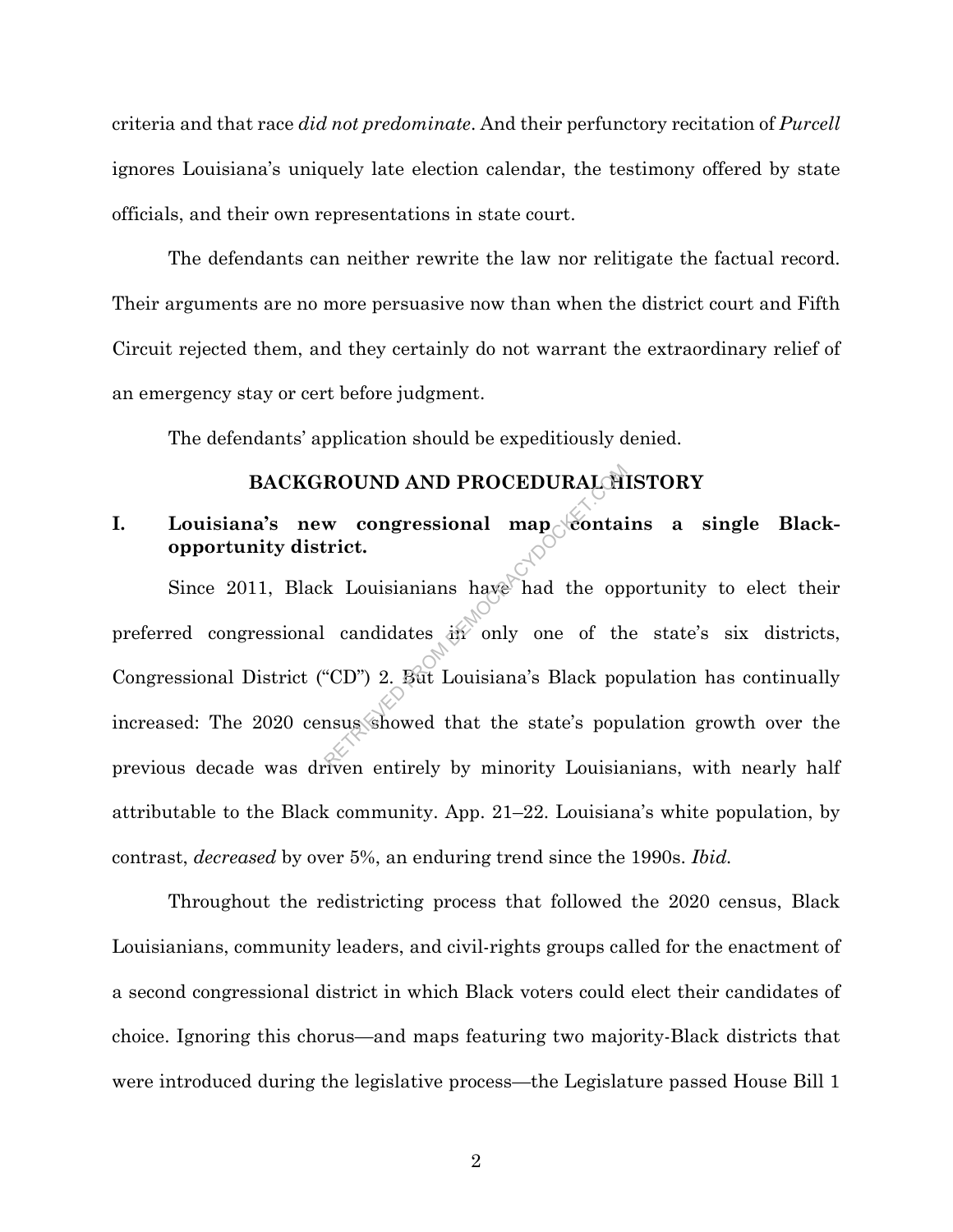criteria and that race *did not predominate*. And their perfunctory recitation of *Purcell* ignores Louisiana's uniquely late election calendar, the testimony offered by state officials, and their own representations in state court.

The defendants can neither rewrite the law nor relitigate the factual record. Their arguments are no more persuasive now than when the district court and Fifth Circuit rejected them, and they certainly do not warrant the extraordinary relief of an emergency stay or cert before judgment.

The defendants' application should be expeditiously denied.

## BACKGROUND AND PROCEDURAL HISTORY

### I. Louisiana's new congressional map contains a single Black-opportunity district.

Since 2011, Black Louisianians have had the opportunity to elect their preferred congressional candidates in only one of the state's six districts, Congressional District ("CD") 2. But Louisiana's Black population has continually increased: The 2020 census showed that the state's population growth over the previous decade was driven entirely by minority Louisianians, with nearly half attributable to the Black community. App. 21–22. Louisiana's white population, by contrast, *decreased* by over 5%, an enduring trend since the 1990s. *Ibid.*

Throughout the redistricting process that followed the 2020 census, Black Louisianians, community leaders, and civil-rights groups called for the enactment of a second congressional district in which Black voters could elect their candidates of choice. Ignoring this chorus—and maps featuring two majority-Black districts that were introduced during the legislative process—the Legislature passed House Bill 1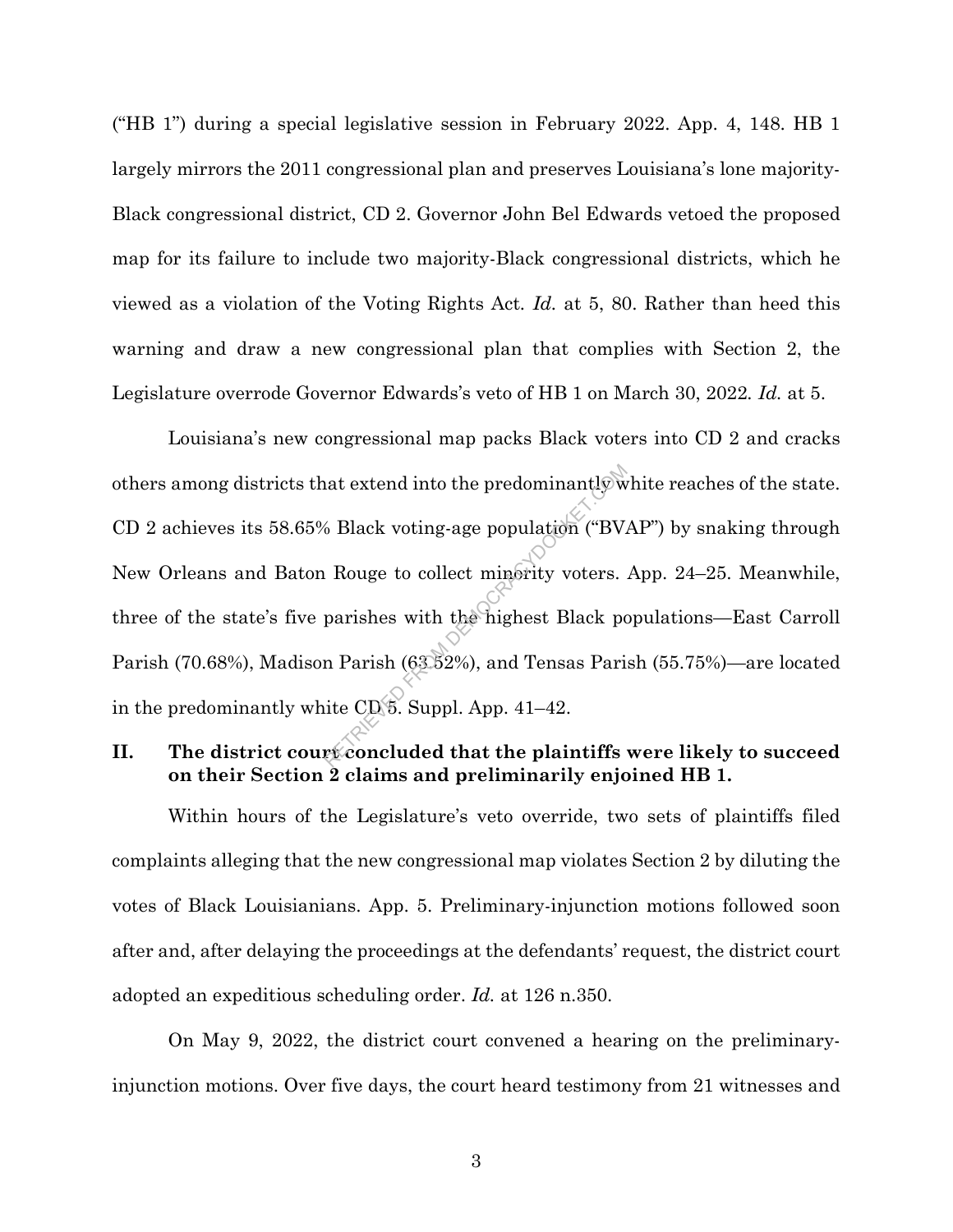("HB 1") during a special legislative session in February 2022. App. 4, 148. HB 1 largely mirrors the 2011 congressional plan and preserves Louisiana's lone majority-Black congressional district, CD 2. Governor John Bel Edwards vetoed the proposed map for its failure to include two majority-Black congressional districts, which he viewed as a violation of the Voting Rights Act. *Id.* at 5, 80. Rather than heed this warning and draw a new congressional plan that complies with Section 2, the Legislature overrode Governor Edwards's veto of HB 1 on March 30, 2022. *Id.* at 5.

Louisiana's new congressional map packs Black voters into CD 2 and cracks others among districts that extend into the predominantly white reaches of the state. CD 2 achieves its 58.65% Black voting-age population ("BVAP") by snaking through New Orleans and Baton Rouge to collect minority voters. App. 24–25. Meanwhile, three of the state's five parishes with the highest Black populations—East Carroll Parish (70.68%), Madison Parish (63.52%), and Tensas Parish (55.75%)—are located in the predominantly white CD 5. Suppl. App. 41–42.

## II. The district court concluded that the plaintiffs were likely to succeed on their Section 2 claims and preliminarily enjoined HB 1.

Within hours of the Legislature's veto override, two sets of plaintiffs filed complaints alleging that the new congressional map violates Section 2 by diluting the votes of Black Louisianians. App. 5. Preliminary-injunction motions followed soon after and, after delaying the proceedings at the defendants' request, the district court adopted an expeditious scheduling order. *Id.* at 126 n.350.

On May 9, 2022, the district court convened a hearing on the preliminary-injunction motions. Over five days, the court heard testimony from 21 witnesses and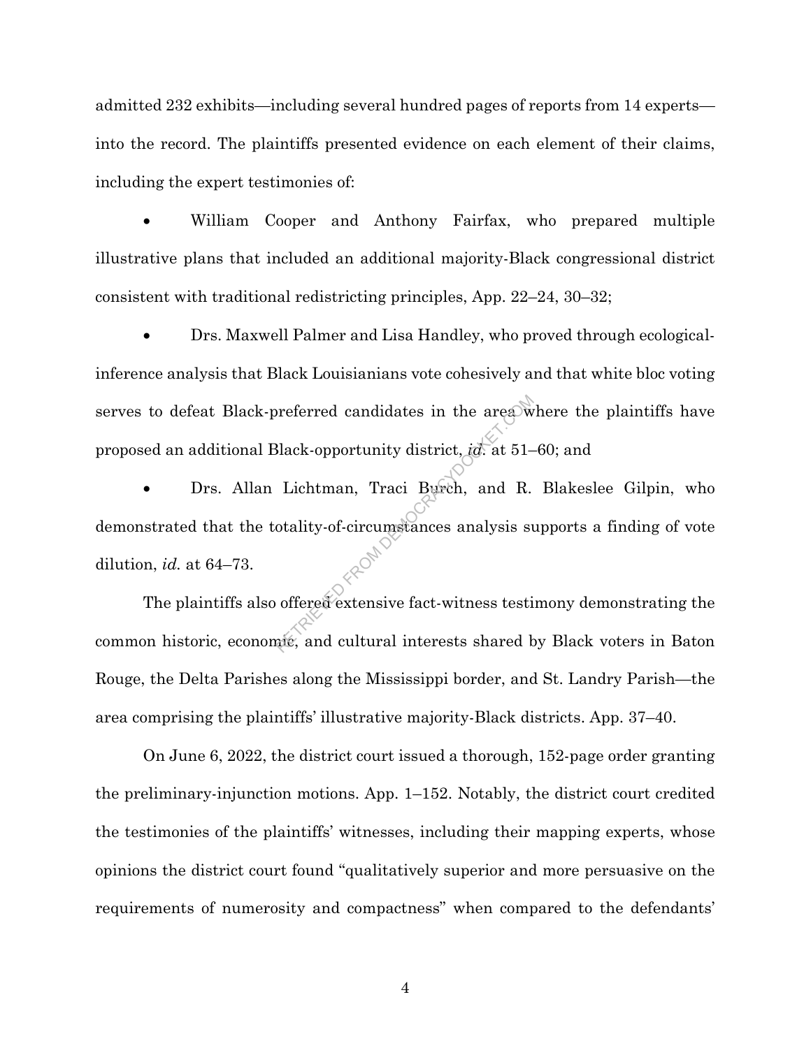admitted 232 exhibits—including several hundred pages of reports from 14 experts—into the record. The plaintiffs presented evidence on each element of their claims, including the expert testimonies of:

- William Cooper and Anthony Fairfax, who prepared multiple illustrative plans that included an additional majority-Black congressional district consistent with traditional redistricting principles, App. 22–24, 30–32;

- Drs. Maxwell Palmer and Lisa Handley, who proved through ecological-inference analysis that Black Louisianians vote cohesively and that white bloc voting serves to defeat Black-preferred candidates in the area where the plaintiffs have proposed an additional Black-opportunity district, *id.* at 51–60; and

- Drs. Allan Lichtman, Traci Burch, and R. Blakeslee Gilpin, who demonstrated that the totality-of-circumstances analysis supports a finding of vote dilution, *id.* at 64–73.

The plaintiffs also offered extensive fact-witness testimony demonstrating the common historic, economic, and cultural interests shared by Black voters in Baton Rouge, the Delta Parishes along the Mississippi border, and St. Landry Parish—the area comprising the plaintiffs' illustrative majority-Black districts. App. 37–40.

On June 6, 2022, the district court issued a thorough, 152-page order granting the preliminary-injunction motions. App. 1–152. Notably, the district court credited the testimonies of the plaintiffs' witnesses, including their mapping experts, whose opinions the district court found "qualitatively superior and more persuasive on the requirements of numerosity and compactness" when compared to the defendants'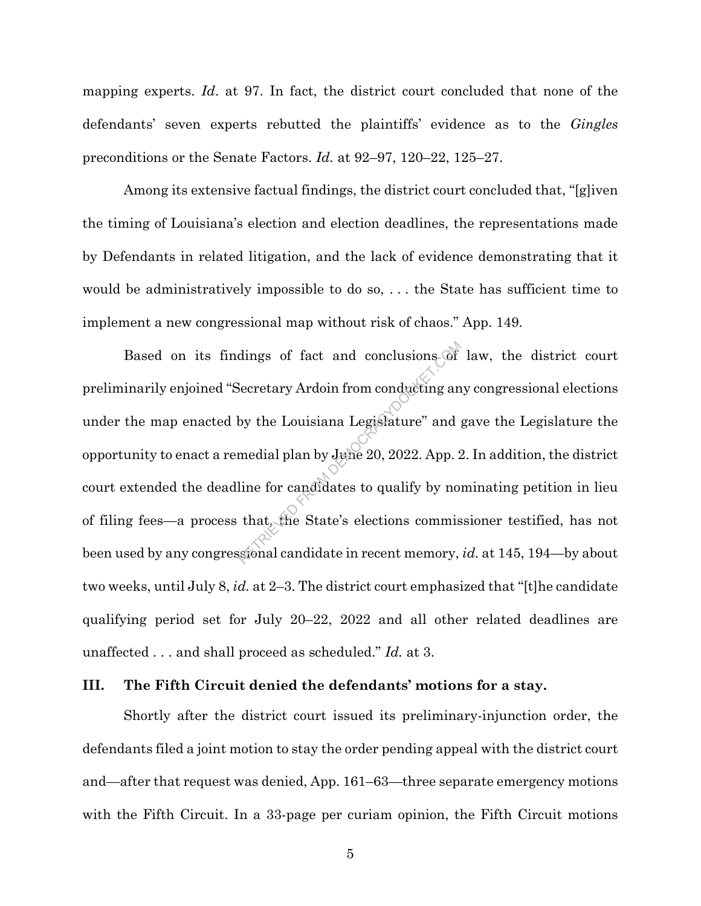mapping experts. *Id*. at 97. In fact, the district court concluded that none of the defendants' seven experts rebutted the plaintiffs' evidence as to the *Gingles* preconditions or the Senate Factors. *Id.* at 92–97, 120–22, 125–27.

Among its extensive factual findings, the district court concluded that, "[g]iven the timing of Louisiana's election and election deadlines, the representations made by Defendants in related litigation, and the lack of evidence demonstrating that it would be administratively impossible to do so, . . . the State has sufficient time to implement a new congressional map without risk of chaos." App. 149.

Based on its findings of fact and conclusions of law, the district court preliminarily enjoined "Secretary Ardoin from conducting any congressional elections under the map enacted by the Louisiana Legislature" and gave the Legislature the opportunity to enact a remedial plan by June 20, 2022. App. 2. In addition, the district court extended the deadline for candidates to qualify by nominating petition in lieu of filing fees—a process that, the State's elections commissioner testified, has not been used by any congressional candidate in recent memory, *id.* at 145, 194—by about two weeks, until July 8, *id.* at 2–3. The district court emphasized that "[t]he candidate qualifying period set for July 20–22, 2022 and all other related deadlines are unaffected . . . and shall proceed as scheduled." *Id.* at 3.

## III. The Fifth Circuit denied the defendants' motions for a stay.

Shortly after the district court issued its preliminary-injunction order, the defendants filed a joint motion to stay the order pending appeal with the district court and—after that request was denied, App. 161–63—three separate emergency motions with the Fifth Circuit. In a 33-page per curiam opinion, the Fifth Circuit motions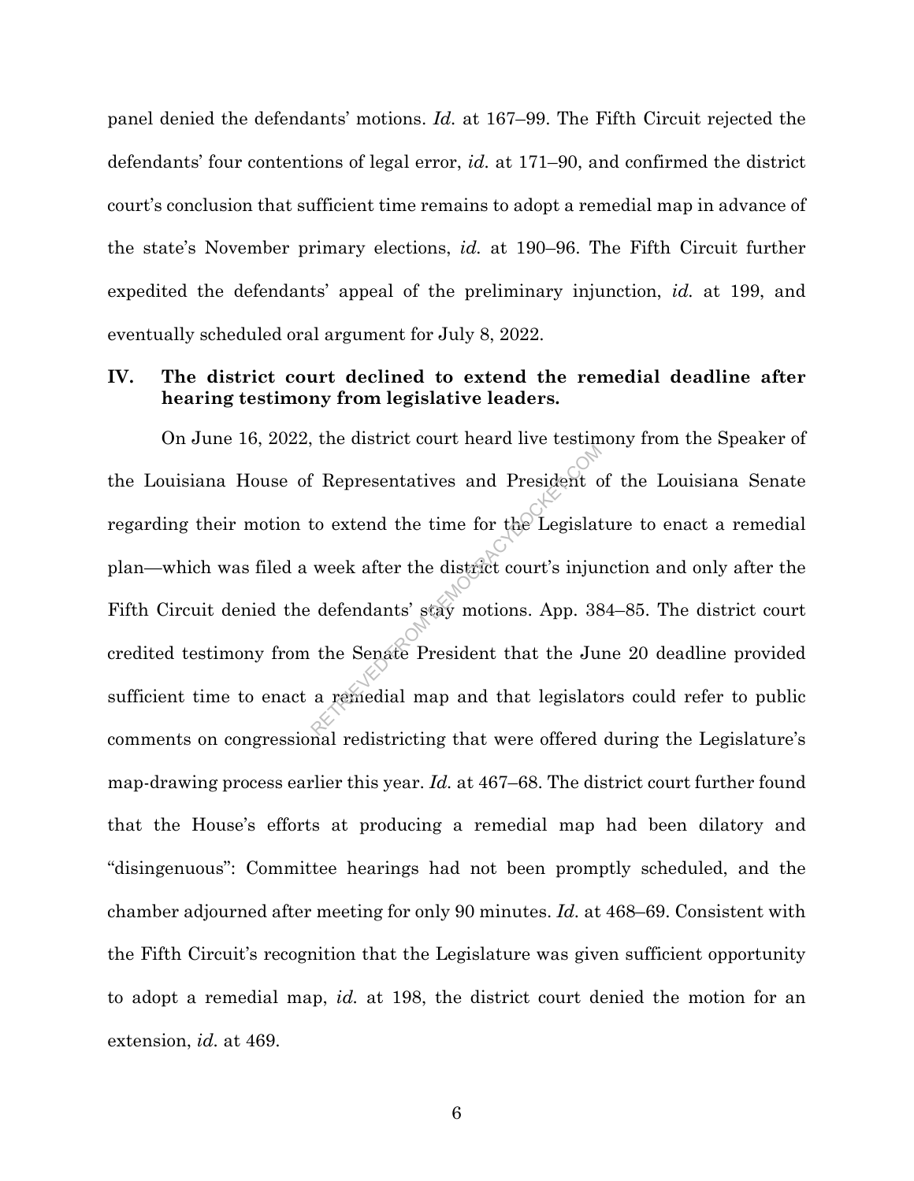panel denied the defendants' motions. *Id.* at 167–99. The Fifth Circuit rejected the defendants' four contentions of legal error, *id.* at 171–90, and confirmed the district court's conclusion that sufficient time remains to adopt a remedial map in advance of the state's November primary elections, *id.* at 190–96. The Fifth Circuit further expedited the defendants' appeal of the preliminary injunction, *id.* at 199, and eventually scheduled oral argument for July 8, 2022.

## IV. The district court declined to extend the remedial deadline after hearing testimony from legislative leaders.

On June 16, 2022, the district court heard live testimony from the Speaker of the Louisiana House of Representatives and President of the Louisiana Senate regarding their motion to extend the time for the Legislature to enact a remedial plan—which was filed a week after the district court's injunction and only after the Fifth Circuit denied the defendants' stay motions. App. 384–85. The district court credited testimony from the Senate President that the June 20 deadline provided sufficient time to enact a remedial map and that legislators could refer to public comments on congressional redistricting that were offered during the Legislature's map-drawing process earlier this year. *Id.* at 467–68. The district court further found that the House's efforts at producing a remedial map had been dilatory and "disingenuous": Committee hearings had not been promptly scheduled, and the chamber adjourned after meeting for only 90 minutes. *Id.* at 468–69. Consistent with the Fifth Circuit's recognition that the Legislature was given sufficient opportunity to adopt a remedial map, *id.* at 198, the district court denied the motion for an extension, *id.* at 469.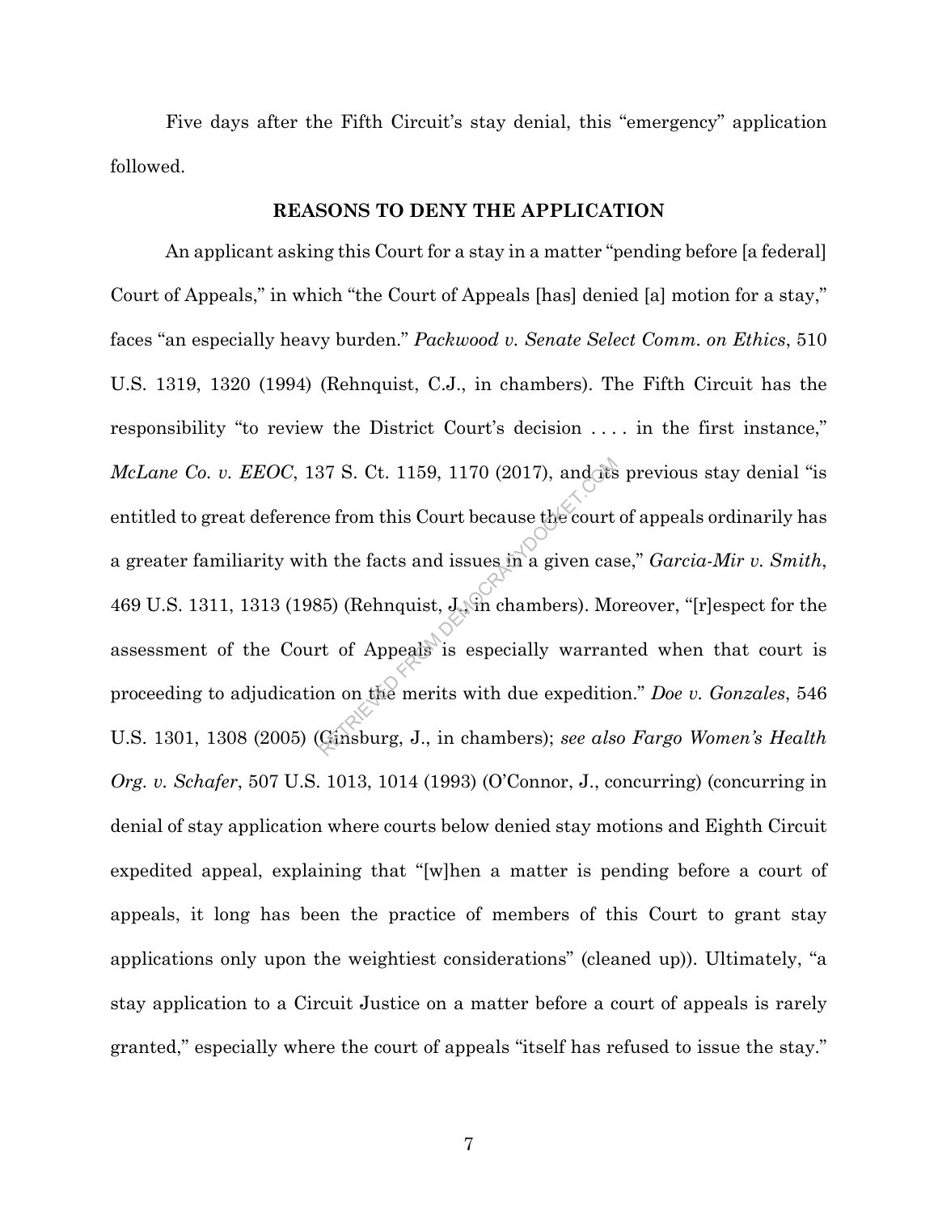Five days after the Fifth Circuit's stay denial, this "emergency" application followed.

## REASONS TO DENY THE APPLICATION

An applicant asking this Court for a stay in a matter "pending before [a federal] Court of Appeals," in which "the Court of Appeals [has] denied [a] motion for a stay," faces "an especially heavy burden." *Packwood v. Senate Select Comm. on Ethics*, 510 U.S. 1319, 1320 (1994) (Rehnquist, C.J., in chambers). The Fifth Circuit has the responsibility "to review the District Court's decision . . . . in the first instance," *McLane Co. v. EEOC*, 137 S. Ct. 1159, 1170 (2017), and its previous stay denial "is entitled to great deference from this Court because the court of appeals ordinarily has a greater familiarity with the facts and issues in a given case," *Garcia-Mir v. Smith*, 469 U.S. 1311, 1313 (1985) (Rehnquist, J., in chambers). Moreover, "[r]espect for the assessment of the Court of Appeals is especially warranted when that court is proceeding to adjudication on the merits with due expedition." *Doe v. Gonzales*, 546 U.S. 1301, 1308 (2005) (Ginsburg, J., in chambers); *see also Fargo Women's Health Org. v. Schafer*, 507 U.S. 1013, 1014 (1993) (O'Connor, J., concurring) (concurring in denial of stay application where courts below denied stay motions and Eighth Circuit expedited appeal, explaining that "[w]hen a matter is pending before a court of appeals, it long has been the practice of members of this Court to grant stay applications only upon the weightiest considerations" (cleaned up)). Ultimately, "a stay application to a Circuit Justice on a matter before a court of appeals is rarely granted," especially where the court of appeals "itself has refused to issue the stay."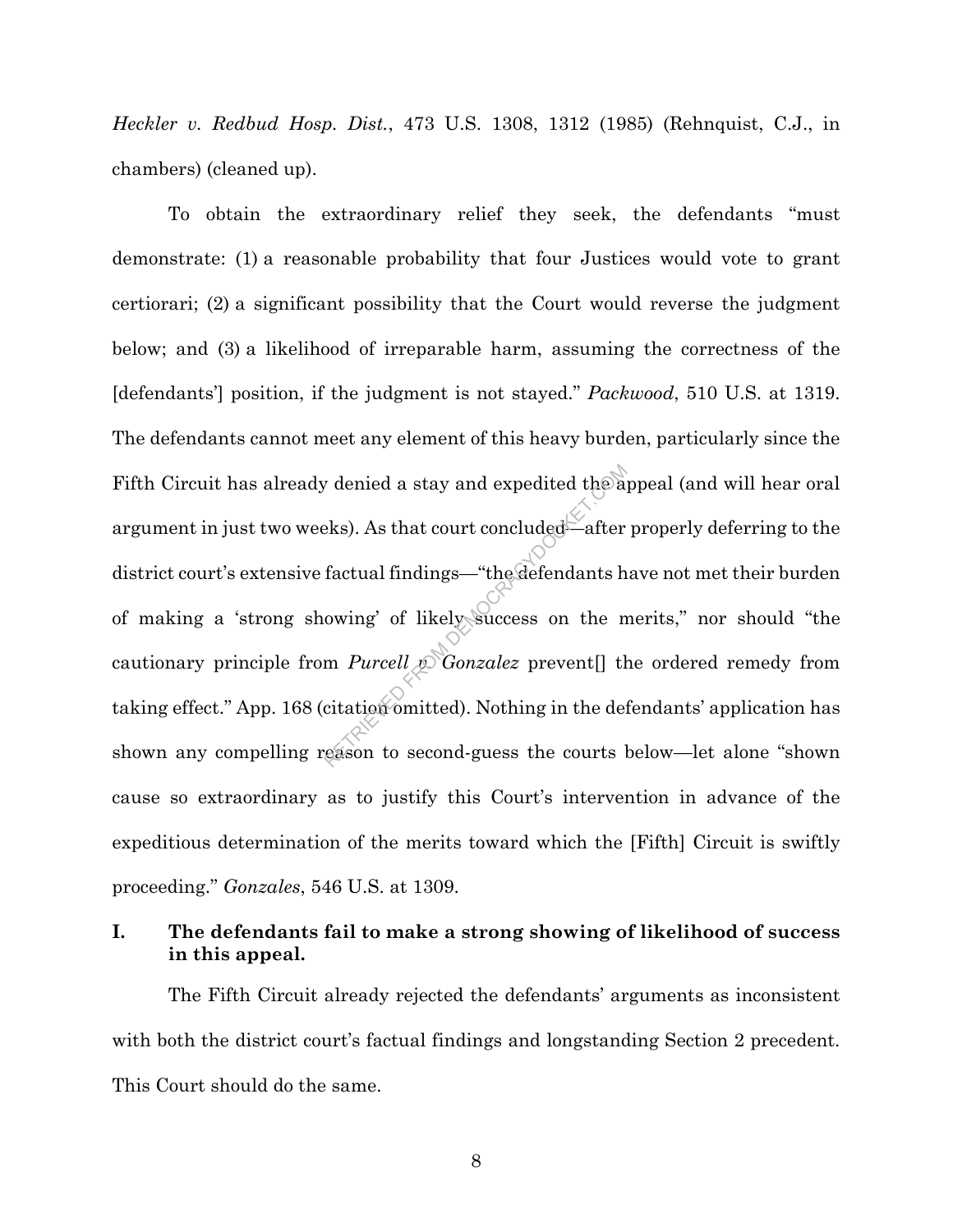*Heckler v. Redbud Hosp. Dist.*, 473 U.S. 1308, 1312 (1985) (Rehnquist, C.J., in chambers) (cleaned up).

To obtain the extraordinary relief they seek, the defendants "must demonstrate: (1) a reasonable probability that four Justices would vote to grant certiorari; (2) a significant possibility that the Court would reverse the judgment below; and (3) a likelihood of irreparable harm, assuming the correctness of the [defendants'] position, if the judgment is not stayed." *Packwood*, 510 U.S. at 1319. The defendants cannot meet any element of this heavy burden, particularly since the Fifth Circuit has already denied a stay and expedited the appeal (and will hear oral argument in just two weeks). As that court concluded—after properly deferring to the district court's extensive factual findings—"the defendants have not met their burden of making a 'strong showing' of likely success on the merits," nor should "the cautionary principle from *Purcell v. Gonzalez* prevent[] the ordered remedy from taking effect." App. 168 (citation omitted). Nothing in the defendants' application has shown any compelling reason to second-guess the courts below—let alone "shown cause so extraordinary as to justify this Court's intervention in advance of the expeditious determination of the merits toward which the [Fifth] Circuit is swiftly proceeding." *Gonzales*, 546 U.S. at 1309.

## I. The defendants fail to make a strong showing of likelihood of success in this appeal.

The Fifth Circuit already rejected the defendants' arguments as inconsistent with both the district court's factual findings and longstanding Section 2 precedent. This Court should do the same.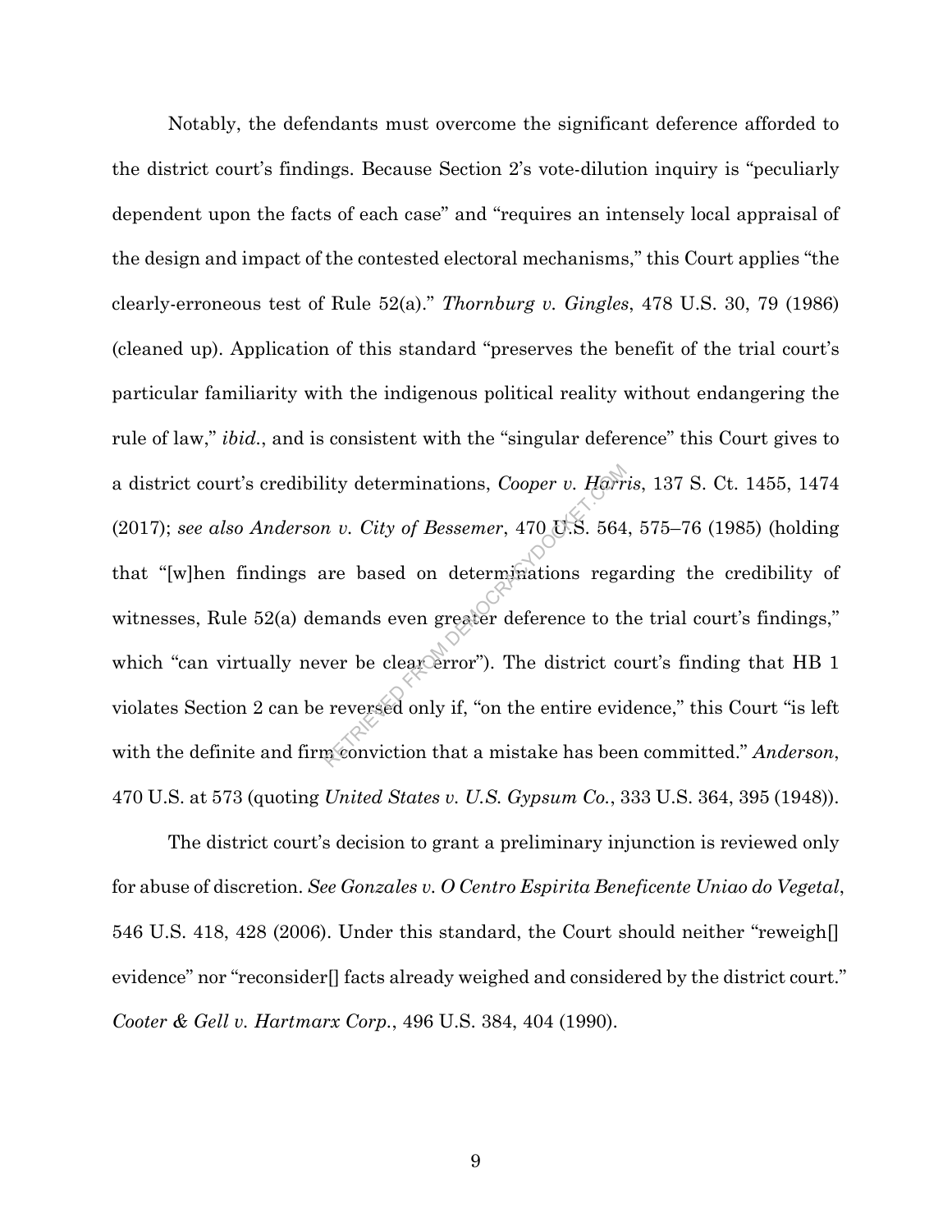Notably, the defendants must overcome the significant deference afforded to the district court's findings. Because Section 2's vote-dilution inquiry is "peculiarly dependent upon the facts of each case" and "requires an intensely local appraisal of the design and impact of the contested electoral mechanisms," this Court applies "the clearly-erroneous test of Rule 52(a)." *Thornburg v. Gingles*, 478 U.S. 30, 79 (1986) (cleaned up). Application of this standard "preserves the benefit of the trial court's particular familiarity with the indigenous political reality without endangering the rule of law," *ibid.*, and is consistent with the "singular deference" this Court gives to a district court's credibility determinations, *Cooper v. Harris*, 137 S. Ct. 1455, 1474 (2017); *see also Anderson v. City of Bessemer*, 470 U.S. 564, 575–76 (1985) (holding that "[w]hen findings are based on determinations regarding the credibility of witnesses, Rule 52(a) demands even greater deference to the trial court's findings," which "can virtually never be clear error"). The district court's finding that HB 1 violates Section 2 can be reversed only if, "on the entire evidence," this Court "is left with the definite and firm conviction that a mistake has been committed." *Anderson*, 470 U.S. at 573 (quoting *United States v. U.S. Gypsum Co.*, 333 U.S. 364, 395 (1948)).

The district court's decision to grant a preliminary injunction is reviewed only for abuse of discretion. *See Gonzales v. O Centro Espirita Beneficente Uniao do Vegetal*, 546 U.S. 418, 428 (2006). Under this standard, the Court should neither "reweigh[] evidence" nor "reconsider[] facts already weighed and considered by the district court." *Cooter & Gell v. Hartmarx Corp.*, 496 U.S. 384, 404 (1990).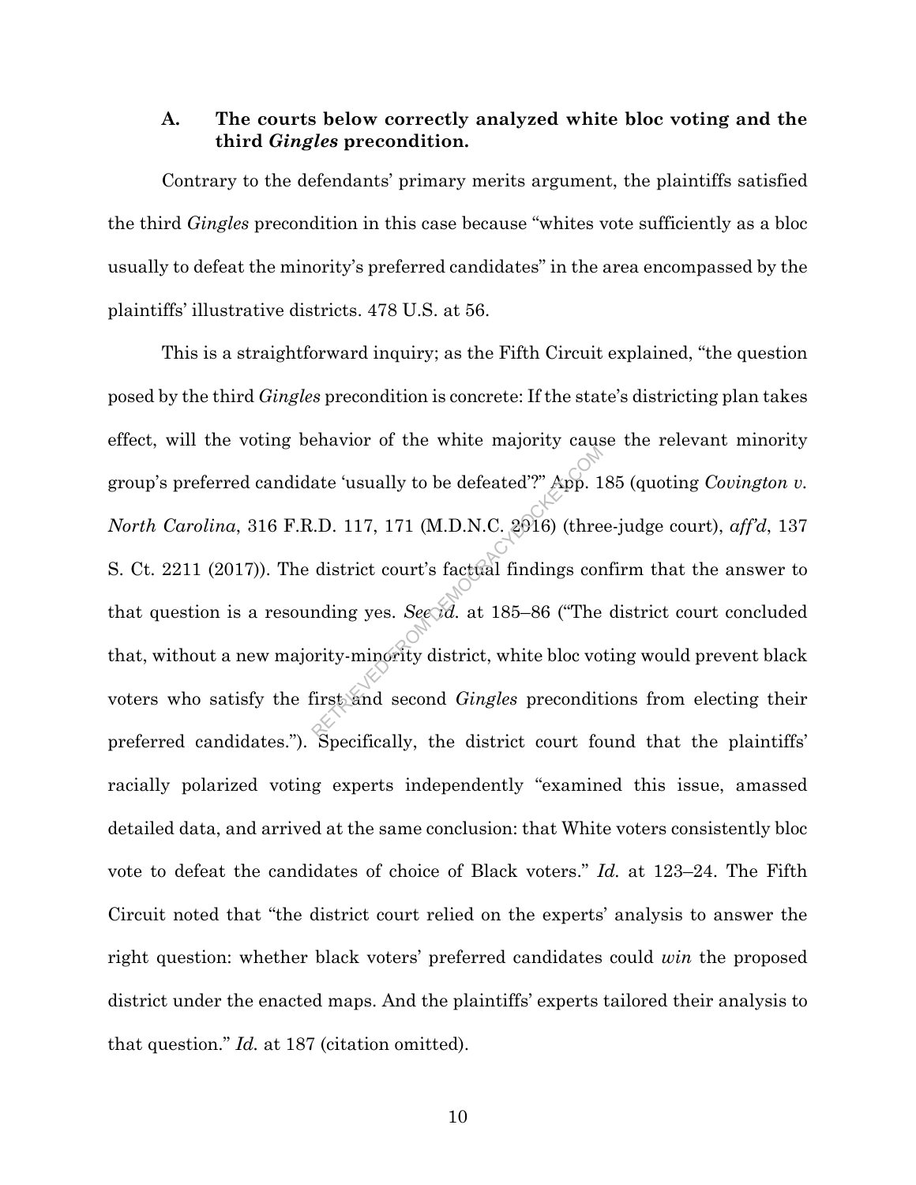### A. The courts below correctly analyzed white bloc voting and the third *Gingles* precondition.

Contrary to the defendants' primary merits argument, the plaintiffs satisfied the third *Gingles* precondition in this case because "whites vote sufficiently as a bloc usually to defeat the minority's preferred candidates" in the area encompassed by the plaintiffs' illustrative districts. 478 U.S. at 56.

This is a straightforward inquiry; as the Fifth Circuit explained, "the question posed by the third *Gingles* precondition is concrete: If the state's districting plan takes effect, will the voting behavior of the white majority cause the relevant minority group's preferred candidate 'usually to be defeated'?" App. 185 (quoting *Covington v. North Carolina*, 316 F.R.D. 117, 171 (M.D.N.C. 2016) (three-judge court), *aff'd*, 137 S. Ct. 2211 (2017)). The district court's factual findings confirm that the answer to that question is a resounding yes. *See id.* at 185–86 ("The district court concluded that, without a new majority-minority district, white bloc voting would prevent black voters who satisfy the first and second *Gingles* preconditions from electing their preferred candidates."). Specifically, the district court found that the plaintiffs' racially polarized voting experts independently "examined this issue, amassed detailed data, and arrived at the same conclusion: that White voters consistently bloc vote to defeat the candidates of choice of Black voters." *Id.* at 123–24. The Fifth Circuit noted that "the district court relied on the experts' analysis to answer the right question: whether black voters' preferred candidates could *win* the proposed district under the enacted maps. And the plaintiffs' experts tailored their analysis to that question." *Id.* at 187 (citation omitted).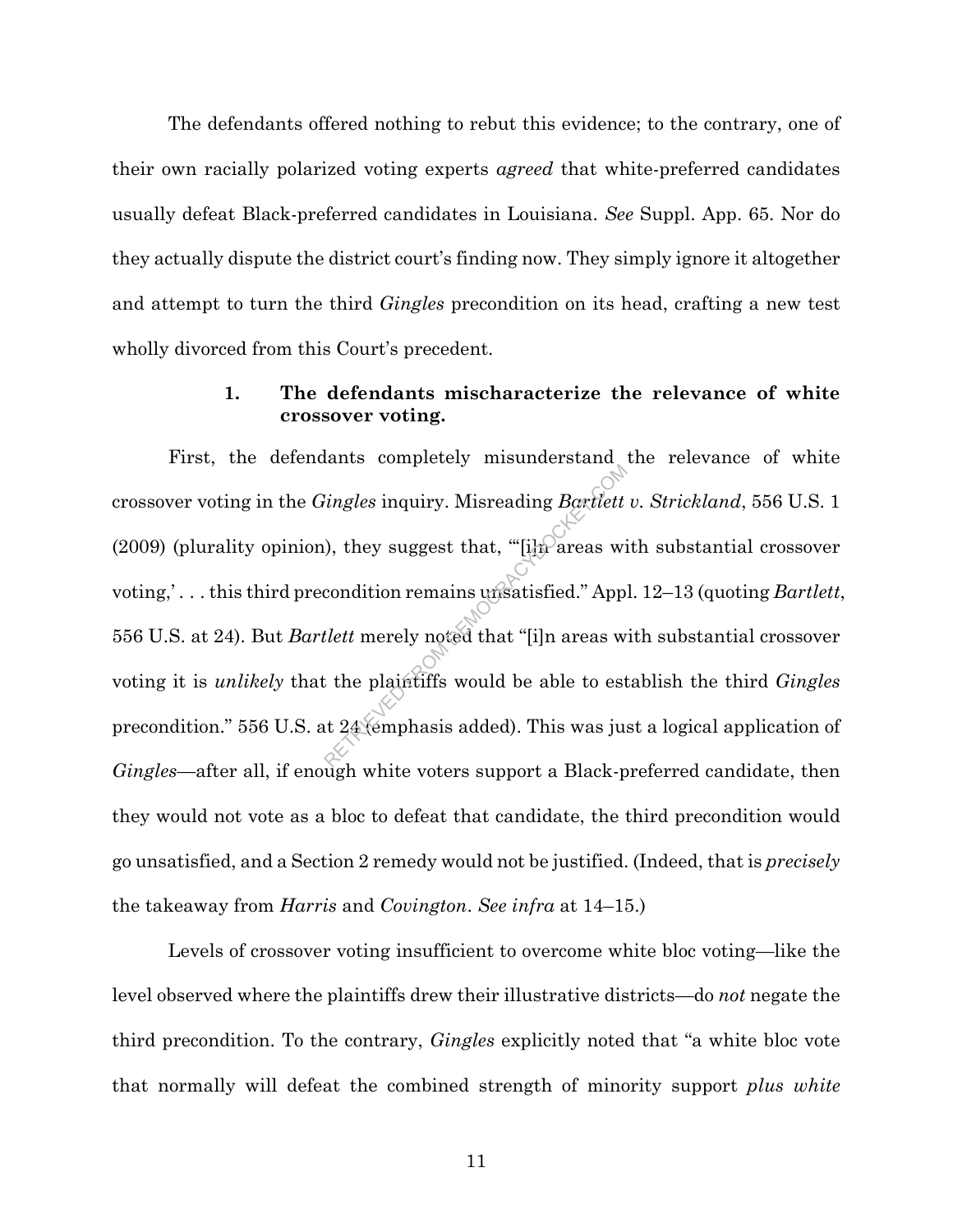The defendants offered nothing to rebut this evidence; to the contrary, one of their own racially polarized voting experts *agreed* that white-preferred candidates usually defeat Black-preferred candidates in Louisiana. *See* Suppl. App. 65. Nor do they actually dispute the district court's finding now. They simply ignore it altogether and attempt to turn the third *Gingles* precondition on its head, crafting a new test wholly divorced from this Court's precedent.

### 1. The defendants mischaracterize the relevance of white crossover voting.

First, the defendants completely misunderstand the relevance of white crossover voting in the *Gingles* inquiry. Misreading *Bartlett v. Strickland*, 556 U.S. 1 (2009) (plurality opinion), they suggest that, "'[i]n areas with substantial crossover voting,' . . . this third precondition remains unsatisfied." Appl. 12–13 (quoting *Bartlett*, 556 U.S. at 24). But *Bartlett* merely noted that "[i]n areas with substantial crossover voting it is *unlikely* that the plaintiffs would be able to establish the third *Gingles* precondition." 556 U.S. at 24 (emphasis added). This was just a logical application of *Gingles*—after all, if enough white voters support a Black-preferred candidate, then they would not vote as a bloc to defeat that candidate, the third precondition would go unsatisfied, and a Section 2 remedy would not be justified. (Indeed, that is *precisely* the takeaway from *Harris* and *Covington*. *See infra* at 14–15.)

Levels of crossover voting insufficient to overcome white bloc voting—like the level observed where the plaintiffs drew their illustrative districts—do *not* negate the third precondition. To the contrary, *Gingles* explicitly noted that "a white bloc vote that normally will defeat the combined strength of minority support *plus white*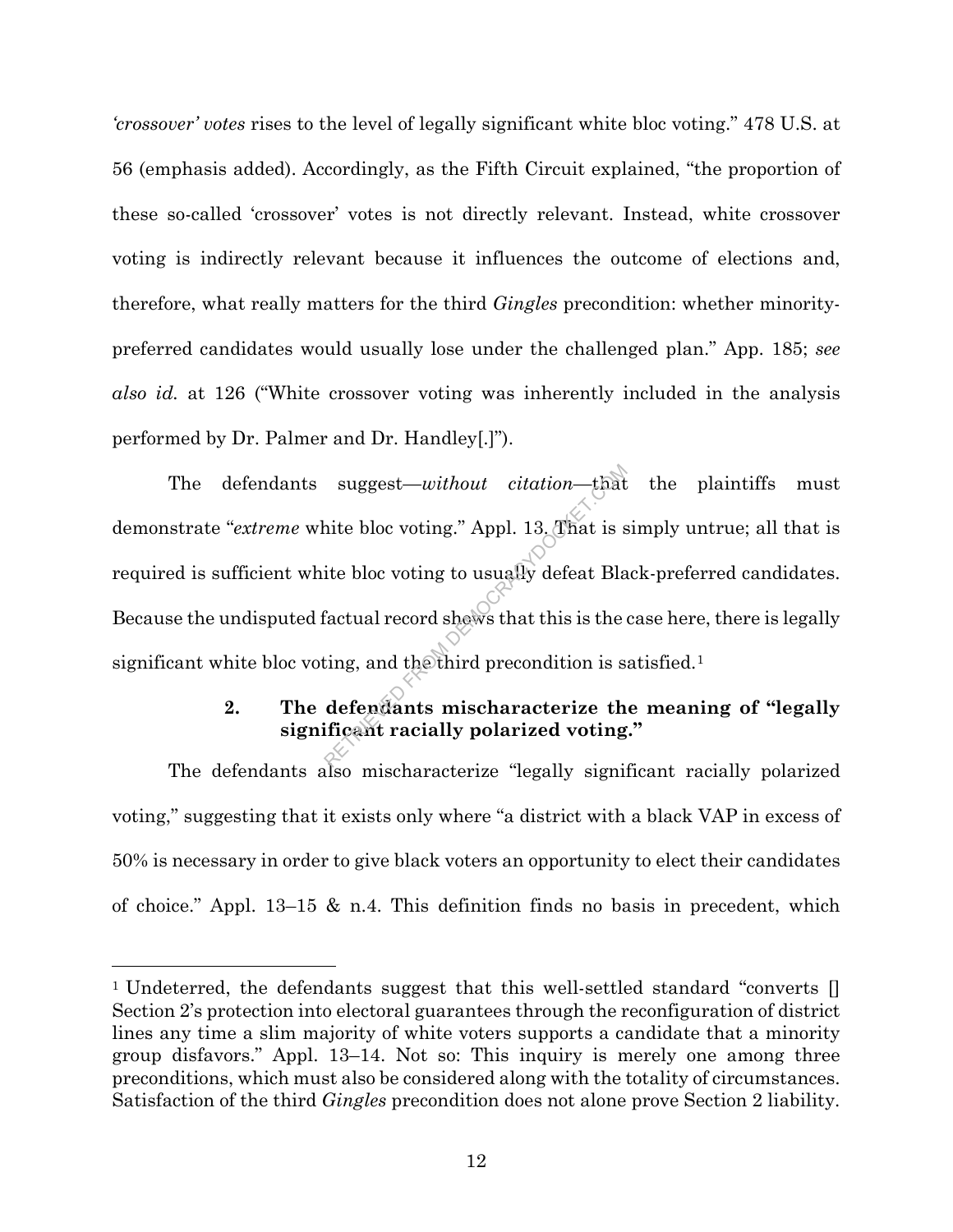*'crossover' votes* rises to the level of legally significant white bloc voting." 478 U.S. at 56 (emphasis added). Accordingly, as the Fifth Circuit explained, "the proportion of these so-called 'crossover' votes is not directly relevant. Instead, white crossover voting is indirectly relevant because it influences the outcome of elections and, therefore, what really matters for the third *Gingles* precondition: whether minority-preferred candidates would usually lose under the challenged plan." App. 185; *see also id.* at 126 ("White crossover voting was inherently included in the analysis performed by Dr. Palmer and Dr. Handley[.]").

The defendants suggest—*without citation*—that the plaintiffs must demonstrate "*extreme* white bloc voting." Appl. 13. That is simply untrue; all that is required is sufficient white bloc voting to usually defeat Black-preferred candidates. Because the undisputed factual record shows that this is the case here, there is legally significant white bloc voting, and the third precondition is satisfied.[1]

### 2. The defendants mischaracterize the meaning of "legally significant racially polarized voting."

The defendants also mischaracterize "legally significant racially polarized voting," suggesting that it exists only where "a district with a black VAP in excess of 50% is necessary in order to give black voters an opportunity to elect their candidates of choice." Appl. 13–15 & n.4. This definition finds no basis in precedent, which

---

[1] Undeterred, the defendants suggest that this well-settled standard "converts [] Section 2's protection into electoral guarantees through the reconfiguration of district lines any time a slim majority of white voters supports a candidate that a minority group disfavors." Appl. 13–14. Not so: This inquiry is merely one among three preconditions, which must also be considered along with the totality of circumstances. Satisfaction of the third *Gingles* precondition does not alone prove Section 2 liability.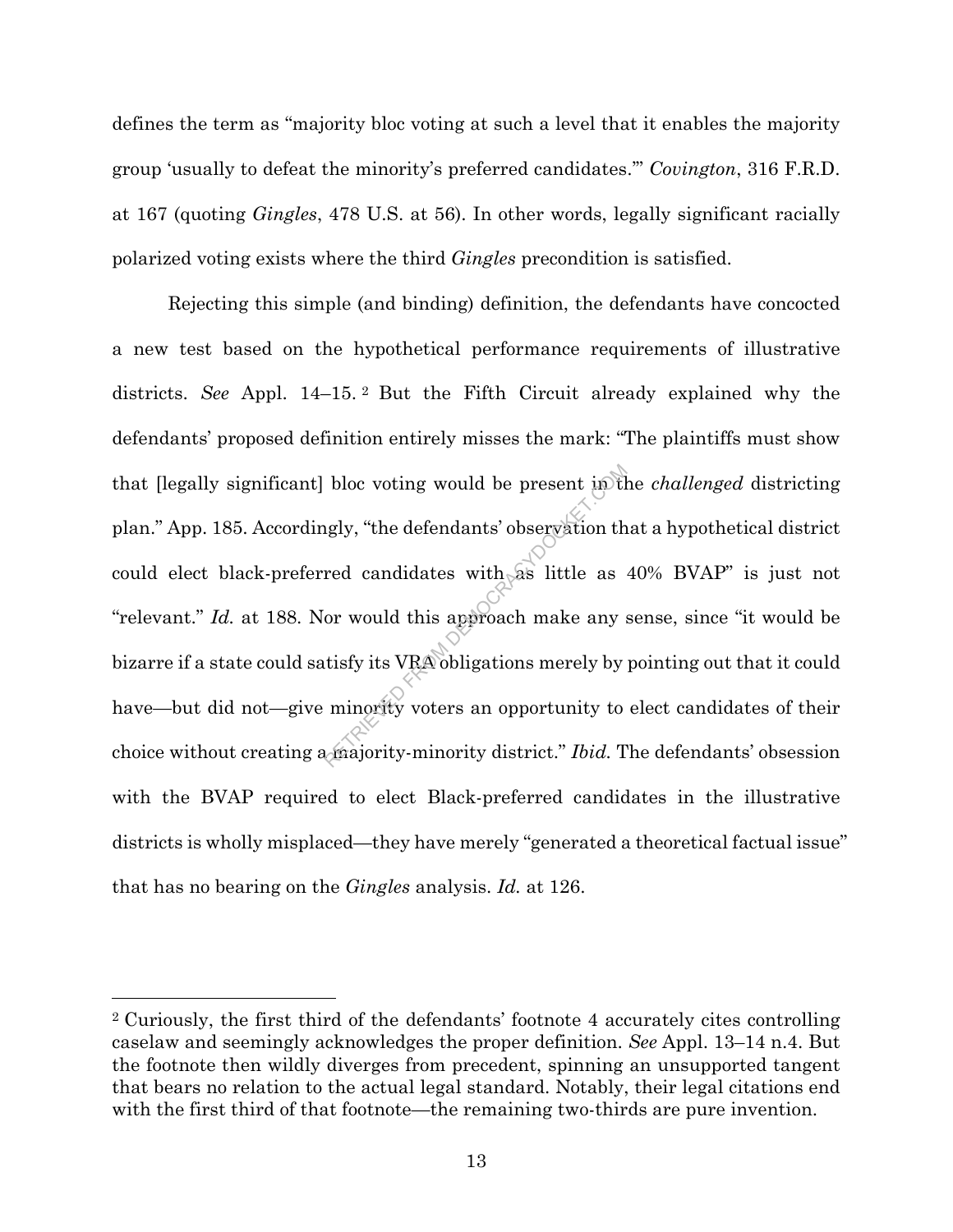defines the term as "majority bloc voting at such a level that it enables the majority group 'usually to defeat the minority's preferred candidates.'" *Covington*, 316 F.R.D. at 167 (quoting *Gingles*, 478 U.S. at 56). In other words, legally significant racially polarized voting exists where the third *Gingles* precondition is satisfied.

Rejecting this simple (and binding) definition, the defendants have concocted a new test based on the hypothetical performance requirements of illustrative districts. *See* Appl. 14–15.[2] But the Fifth Circuit already explained why the defendants' proposed definition entirely misses the mark: "The plaintiffs must show that [legally significant] bloc voting would be present in the *challenged* districting plan." App. 185. Accordingly, "the defendants' observation that a hypothetical district could elect black-preferred candidates with as little as 40% BVAP" is just not "relevant." *Id.* at 188. Nor would this approach make any sense, since "it would be bizarre if a state could satisfy its VRA obligations merely by pointing out that it could have—but did not—give minority voters an opportunity to elect candidates of their choice without creating a majority-minority district." *Ibid.* The defendants' obsession with the BVAP required to elect Black-preferred candidates in the illustrative districts is wholly misplaced—they have merely "generated a theoretical factual issue" that has no bearing on the *Gingles* analysis. *Id.* at 126.

[2] Curiously, the first third of the defendants' footnote 4 accurately cites controlling caselaw and seemingly acknowledges the proper definition. *See* Appl. 13–14 n.4. But the footnote then wildly diverges from precedent, spinning an unsupported tangent that bears no relation to the actual legal standard. Notably, their legal citations end with the first third of that footnote—the remaining two-thirds are pure invention.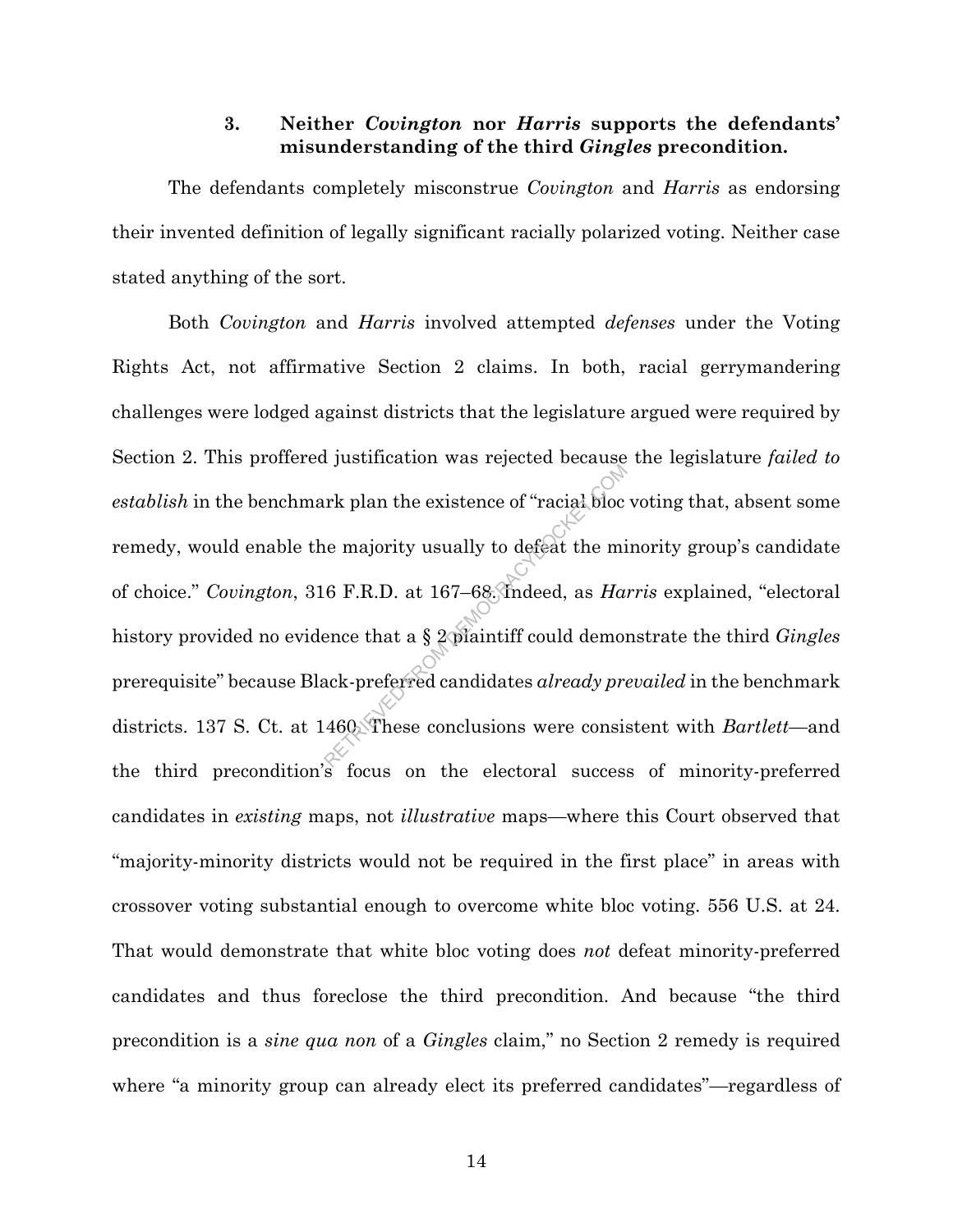### 3. Neither *Covington* nor *Harris* supports the defendants' misunderstanding of the third *Gingles* precondition.

The defendants completely misconstrue *Covington* and *Harris* as endorsing their invented definition of legally significant racially polarized voting. Neither case stated anything of the sort.

Both *Covington* and *Harris* involved attempted *defenses* under the Voting Rights Act, not affirmative Section 2 claims. In both, racial gerrymandering challenges were lodged against districts that the legislature argued were required by Section 2. This proffered justification was rejected because the legislature *failed to establish* in the benchmark plan the existence of "racial bloc voting that, absent some remedy, would enable the majority usually to defeat the minority group's candidate of choice." *Covington*, 316 F.R.D. at 167–68. Indeed, as *Harris* explained, "electoral history provided no evidence that a § 2 plaintiff could demonstrate the third *Gingles* prerequisite" because Black-preferred candidates *already prevailed* in the benchmark districts. 137 S. Ct. at 1460. These conclusions were consistent with *Bartlett*—and the third precondition's focus on the electoral success of minority-preferred candidates in *existing* maps, not *illustrative* maps—where this Court observed that "majority-minority districts would not be required in the first place" in areas with crossover voting substantial enough to overcome white bloc voting. 556 U.S. at 24. That would demonstrate that white bloc voting does *not* defeat minority-preferred candidates and thus foreclose the third precondition. And because "the third precondition is a *sine qua non* of a *Gingles* claim," no Section 2 remedy is required where "a minority group can already elect its preferred candidates"—regardless of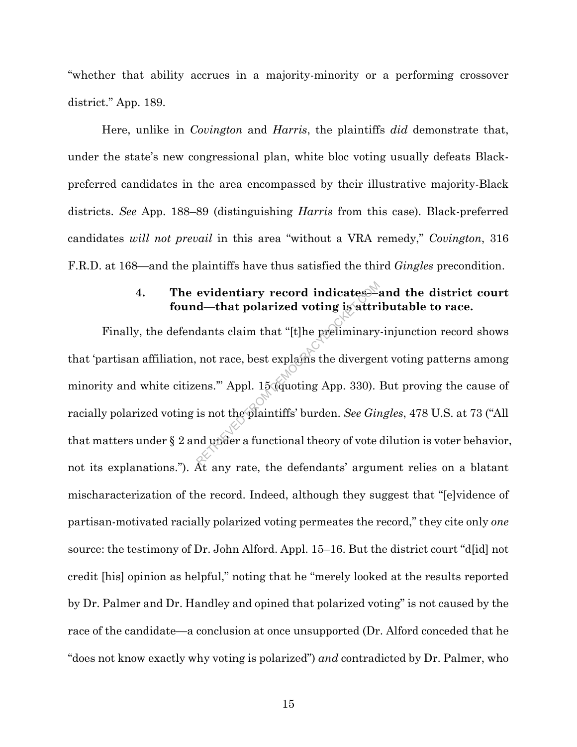"whether that ability accrues in a majority-minority or a performing crossover district." App. 189.

Here, unlike in *Covington* and *Harris*, the plaintiffs *did* demonstrate that, under the state's new congressional plan, white bloc voting usually defeats Black-preferred candidates in the area encompassed by their illustrative majority-Black districts. *See* App. 188–89 (distinguishing *Harris* from this case). Black-preferred candidates *will not prevail* in this area "without a VRA remedy," *Covington*, 316 F.R.D. at 168—and the plaintiffs have thus satisfied the third *Gingles* precondition.

#### 4. The evidentiary record indicates—and the district court found—that polarized voting is attributable to race.

Finally, the defendants claim that "[t]he preliminary-injunction record shows that 'partisan affiliation, not race, best explains the divergent voting patterns among minority and white citizens.'" Appl. 15 (quoting App. 330). But proving the cause of racially polarized voting is not the plaintiffs' burden. *See Gingles*, 478 U.S. at 73 ("All that matters under § 2 and under a functional theory of vote dilution is voter behavior, not its explanations."). At any rate, the defendants' argument relies on a blatant mischaracterization of the record. Indeed, although they suggest that "[e]vidence of partisan-motivated racially polarized voting permeates the record," they cite only *one* source: the testimony of Dr. John Alford. Appl. 15–16. But the district court "d[id] not credit [his] opinion as helpful," noting that he "merely looked at the results reported by Dr. Palmer and Dr. Handley and opined that polarized voting" is not caused by the race of the candidate—a conclusion at once unsupported (Dr. Alford conceded that he "does not know exactly why voting is polarized") *and* contradicted by Dr. Palmer, who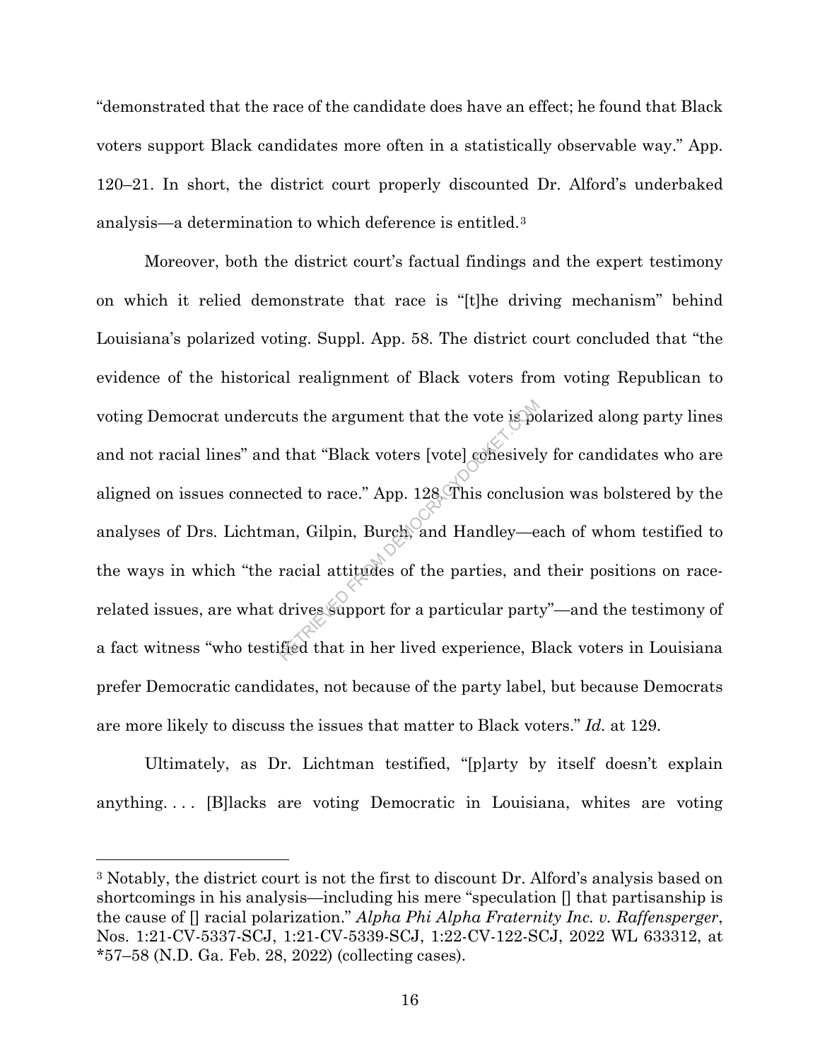"demonstrated that the race of the candidate does have an effect; he found that Black voters support Black candidates more often in a statistically observable way." App. 120–21. In short, the district court properly discounted Dr. Alford's underbaked analysis—a determination to which deference is entitled.[3]

Moreover, both the district court's factual findings and the expert testimony on which it relied demonstrate that race is "[t]he driving mechanism" behind Louisiana's polarized voting. Suppl. App. 58. The district court concluded that "the evidence of the historical realignment of Black voters from voting Republican to voting Democrat undercuts the argument that the vote is polarized along party lines and not racial lines" and that "Black voters [vote] cohesively for candidates who are aligned on issues connected to race." App. 128. This conclusion was bolstered by the analyses of Drs. Lichtman, Gilpin, Burch, and Handley—each of whom testified to the ways in which "the racial attitudes of the parties, and their positions on race-related issues, are what drives support for a particular party"—and the testimony of a fact witness "who testified that in her lived experience, Black voters in Louisiana prefer Democratic candidates, not because of the party label, but because Democrats are more likely to discuss the issues that matter to Black voters." *Id.* at 129.

Ultimately, as Dr. Lichtman testified, "[p]arty by itself doesn't explain anything. . . . [B]lacks are voting Democratic in Louisiana, whites are voting

---

[3] Notably, the district court is not the first to discount Dr. Alford's analysis based on shortcomings in his analysis—including his mere "speculation [] that partisanship is the cause of [] racial polarization." *Alpha Phi Alpha Fraternity Inc. v. Raffensperger*, Nos. 1:21-CV-5337-SCJ, 1:21-CV-5339-SCJ, 1:22-CV-122-SCJ, 2022 WL 633312, at *57–58 (N.D. Ga. Feb. 28, 2022) (collecting cases).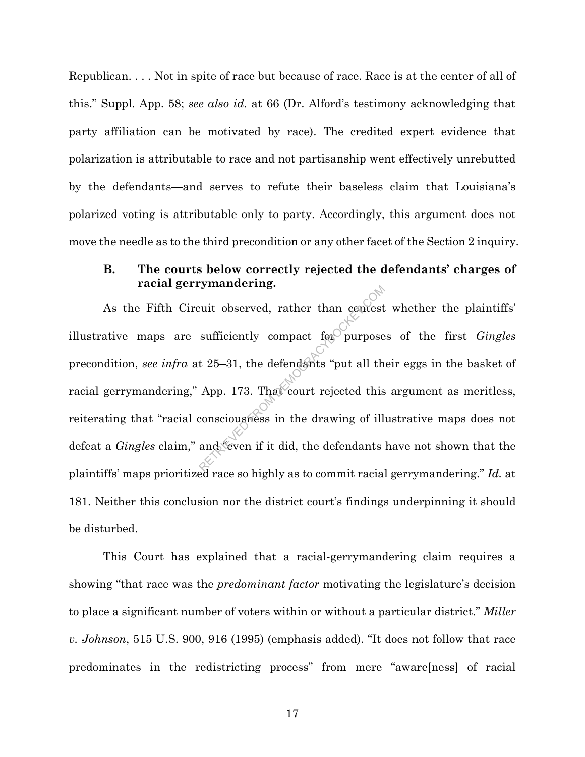Republican. . . . Not in spite of race but because of race. Race is at the center of all of this." Suppl. App. 58; *see also id.* at 66 (Dr. Alford's testimony acknowledging that party affiliation can be motivated by race). The credited expert evidence that polarization is attributable to race and not partisanship went effectively unrebutted by the defendants—and serves to refute their baseless claim that Louisiana's polarized voting is attributable only to party. Accordingly, this argument does not move the needle as to the third precondition or any other facet of the Section 2 inquiry.

### B. The courts below correctly rejected the defendants' charges of racial gerrymandering.

As the Fifth Circuit observed, rather than contest whether the plaintiffs' illustrative maps are sufficiently compact for purposes of the first *Gingles* precondition, *see infra* at 25–31, the defendants "put all their eggs in the basket of racial gerrymandering," App. 173. That court rejected this argument as meritless, reiterating that "racial consciousness in the drawing of illustrative maps does not defeat a *Gingles* claim," and "even if it did, the defendants have not shown that the plaintiffs' maps prioritized race so highly as to commit racial gerrymandering." *Id.* at 181. Neither this conclusion nor the district court's findings underpinning it should be disturbed.

This Court has explained that a racial-gerrymandering claim requires a showing "that race was the *predominant factor* motivating the legislature's decision to place a significant number of voters within or without a particular district." *Miller v. Johnson*, 515 U.S. 900, 916 (1995) (emphasis added). "It does not follow that race predominates in the redistricting process" from mere "aware[ness] of racial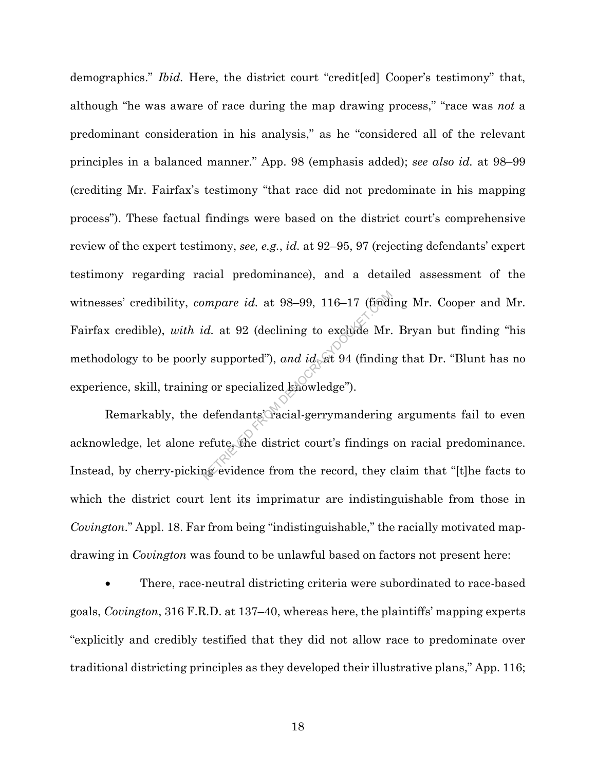demographics." *Ibid.* Here, the district court "credit[ed] Cooper's testimony" that, although "he was aware of race during the map drawing process," "race was *not* a predominant consideration in his analysis," as he "considered all of the relevant principles in a balanced manner." App. 98 (emphasis added); *see also id.* at 98–99 (crediting Mr. Fairfax's testimony "that race did not predominate in his mapping process"). These factual findings were based on the district court's comprehensive review of the expert testimony, *see, e.g.*, *id.* at 92–95, 97 (rejecting defendants' expert testimony regarding racial predominance), and a detailed assessment of the witnesses' credibility, *compare id.* at 98–99, 116–17 (finding Mr. Cooper and Mr. Fairfax credible), *with id.* at 92 (declining to exclude Mr. Bryan but finding "his methodology to be poorly supported"), *and id.* at 94 (finding that Dr. "Blunt has no experience, skill, training or specialized knowledge").

Remarkably, the defendants' racial-gerrymandering arguments fail to even acknowledge, let alone refute, the district court's findings on racial predominance. Instead, by cherry-picking evidence from the record, they claim that "[t]he facts to which the district court lent its imprimatur are indistinguishable from those in *Covington*." Appl. 18. Far from being "indistinguishable," the racially motivated map-drawing in *Covington* was found to be unlawful based on factors not present here:

- There, race-neutral districting criteria were subordinated to race-based goals, *Covington*, 316 F.R.D. at 137–40, whereas here, the plaintiffs' mapping experts "explicitly and credibly testified that they did not allow race to predominate over traditional districting principles as they developed their illustrative plans," App. 116;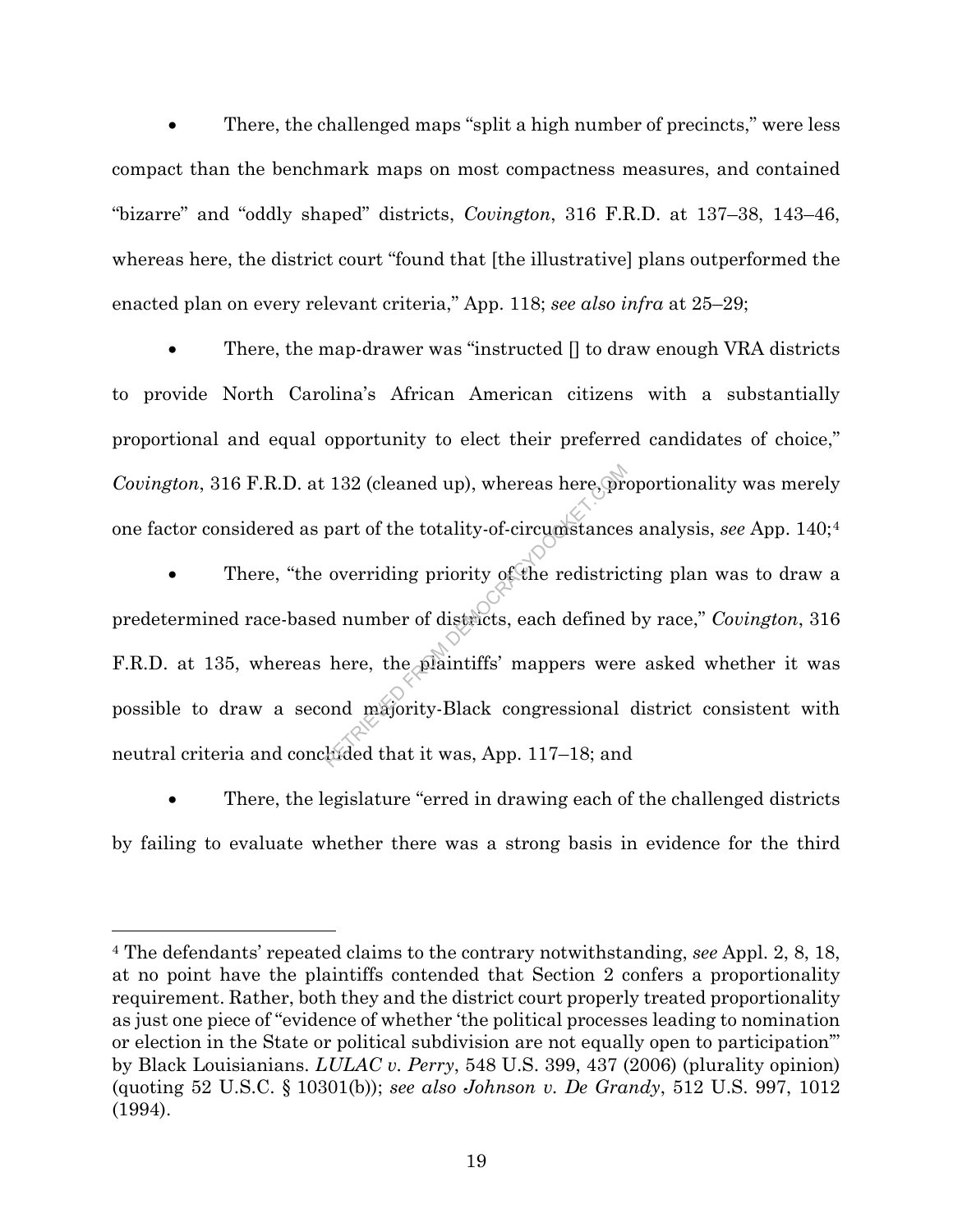- There, the challenged maps "split a high number of precincts," were less compact than the benchmark maps on most compactness measures, and contained "bizarre" and "oddly shaped" districts, *Covington*, 316 F.R.D. at 137–38, 143–46, whereas here, the district court "found that [the illustrative] plans outperformed the enacted plan on every relevant criteria," App. 118; *see also infra* at 25–29;

- There, the map-drawer was "instructed [] to draw enough VRA districts to provide North Carolina's African American citizens with a substantially proportional and equal opportunity to elect their preferred candidates of choice," *Covington*, 316 F.R.D. at 132 (cleaned up), whereas here, proportionality was merely one factor considered as part of the totality-of-circumstances analysis, *see* App. 140;[4]

- There, "the overriding priority of the redistricting plan was to draw a predetermined race-based number of districts, each defined by race," *Covington*, 316 F.R.D. at 135, whereas here, the plaintiffs' mappers were asked whether it was possible to draw a second majority-Black congressional district consistent with neutral criteria and concluded that it was, App. 117–18; and

- There, the legislature "erred in drawing each of the challenged districts by failing to evaluate whether there was a strong basis in evidence for the third

---

[4] The defendants' repeated claims to the contrary notwithstanding, *see* Appl. 2, 8, 18, at no point have the plaintiffs contended that Section 2 confers a proportionality requirement. Rather, both they and the district court properly treated proportionality as just one piece of "evidence of whether 'the political processes leading to nomination or election in the State or political subdivision are not equally open to participation'" by Black Louisianians. *LULAC v. Perry*, 548 U.S. 399, 437 (2006) (plurality opinion) (quoting 52 U.S.C. § 10301(b)); *see also Johnson v. De Grandy*, 512 U.S. 997, 1012 (1994).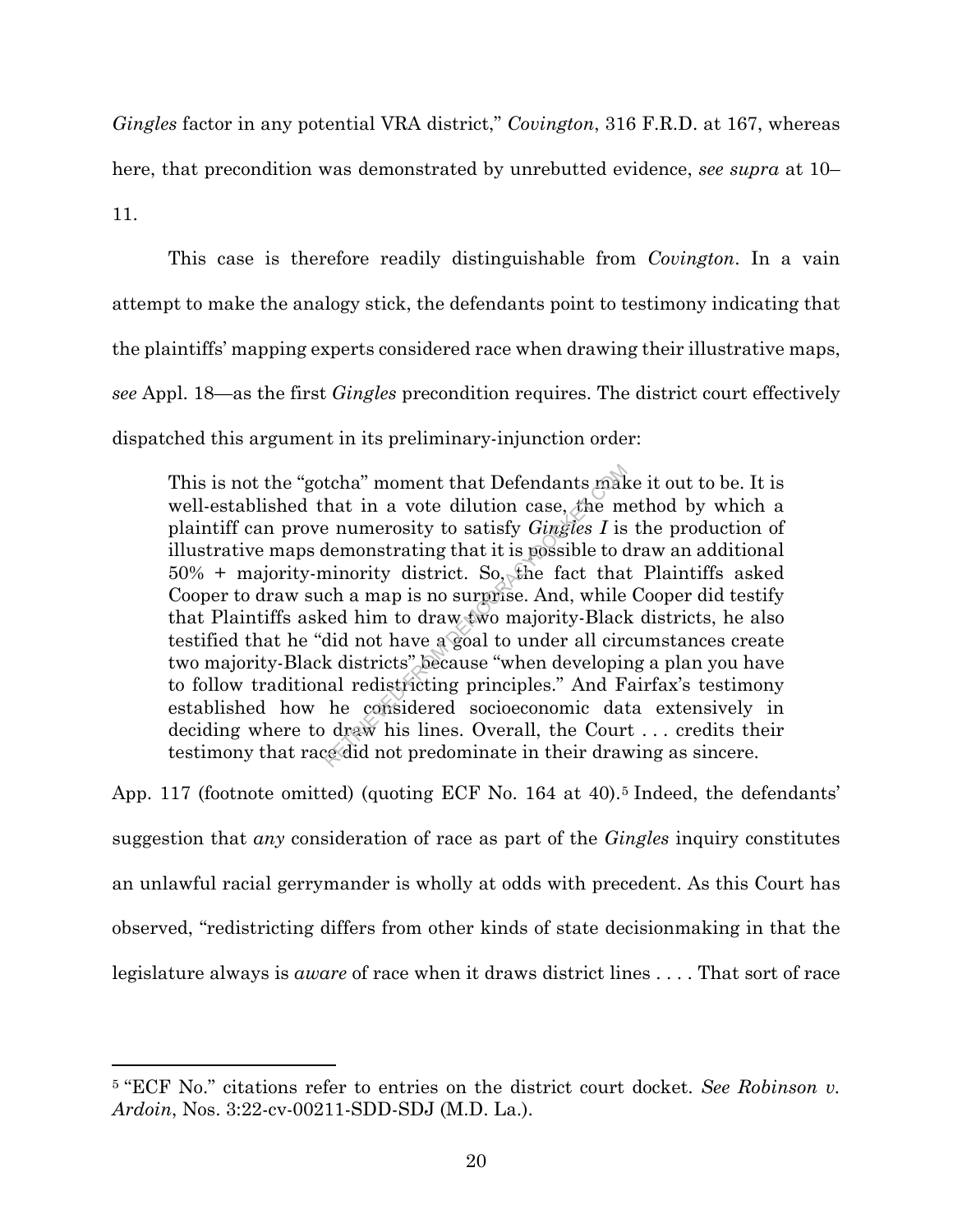*Gingles* factor in any potential VRA district," *Covington*, 316 F.R.D. at 167, whereas here, that precondition was demonstrated by unrebutted evidence, *see supra* at 10–11.

This case is therefore readily distinguishable from *Covington*. In a vain attempt to make the analogy stick, the defendants point to testimony indicating that the plaintiffs' mapping experts considered race when drawing their illustrative maps, *see* Appl. 18—as the first *Gingles* precondition requires. The district court effectively dispatched this argument in its preliminary-injunction order:

> This is not the "gotcha" moment that Defendants make it out to be. It is well-established that in a vote dilution case, the method by which a plaintiff can prove numerosity to satisfy *Gingles I* is the production of illustrative maps demonstrating that it is possible to draw an additional 50% + majority-minority district. So, the fact that Plaintiffs asked Cooper to draw such a map is no surprise. And, while Cooper did testify that Plaintiffs asked him to draw two majority-Black districts, he also testified that he "did not have a goal to under all circumstances create two majority-Black districts" because "when developing a plan you have to follow traditional redistricting principles." And Fairfax's testimony established how he considered socioeconomic data extensively in deciding where to draw his lines. Overall, the Court . . . credits their testimony that race did not predominate in their drawing as sincere.

App. 117 (footnote omitted) (quoting ECF No. 164 at 40).[5] Indeed, the defendants' suggestion that *any* consideration of race as part of the *Gingles* inquiry constitutes an unlawful racial gerrymander is wholly at odds with precedent. As this Court has observed, "redistricting differs from other kinds of state decisionmaking in that the legislature always is *aware* of race when it draws district lines . . . . That sort of race

---

[5] "ECF No." citations refer to entries on the district court docket. *See Robinson v. Ardoin*, Nos. 3:22-cv-00211-SDD-SDJ (M.D. La.).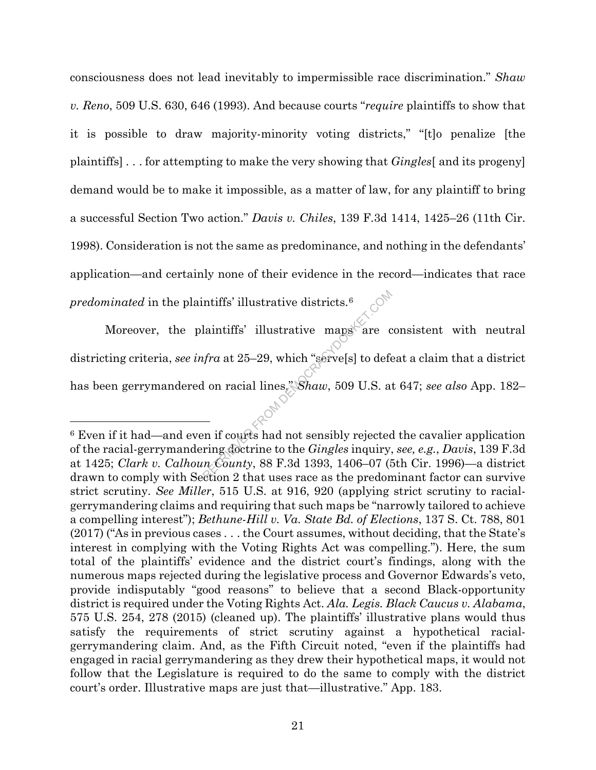consciousness does not lead inevitably to impermissible race discrimination." *Shaw v. Reno*, 509 U.S. 630, 646 (1993). And because courts "*require* plaintiffs to show that it is possible to draw majority-minority voting districts," "[t]o penalize [the plaintiffs] . . . for attempting to make the very showing that *Gingles*[ and its progeny] demand would be to make it impossible, as a matter of law, for any plaintiff to bring a successful Section Two action." *Davis v. Chiles*, 139 F.3d 1414, 1425–26 (11th Cir. 1998). Consideration is not the same as predominance, and nothing in the defendants' application—and certainly none of their evidence in the record—indicates that race *predominated* in the plaintiffs' illustrative districts.[6]

Moreover, the plaintiffs' illustrative maps are consistent with neutral districting criteria, *see infra* at 25–29, which "serve[s] to defeat a claim that a district has been gerrymandered on racial lines." *Shaw*, 509 U.S. at 647; *see also* App. 182–

[6] Even if it had—and even if courts had not sensibly rejected the cavalier application of the racial-gerrymandering doctrine to the *Gingles* inquiry, *see, e.g.*, *Davis*, 139 F.3d at 1425; *Clark v. Calhoun County*, 88 F.3d 1393, 1406–07 (5th Cir. 1996)—a district drawn to comply with Section 2 that uses race as the predominant factor can survive strict scrutiny. *See Miller*, 515 U.S. at 916, 920 (applying strict scrutiny to racial-gerrymandering claims and requiring that such maps be "narrowly tailored to achieve a compelling interest"); *Bethune-Hill v. Va. State Bd. of Elections*, 137 S. Ct. 788, 801 (2017) ("As in previous cases . . . the Court assumes, without deciding, that the State's interest in complying with the Voting Rights Act was compelling."). Here, the sum total of the plaintiffs' evidence and the district court's findings, along with the numerous maps rejected during the legislative process and Governor Edwards's veto, provide indisputably "good reasons" to believe that a second Black-opportunity district is required under the Voting Rights Act. *Ala. Legis. Black Caucus v. Alabama*, 575 U.S. 254, 278 (2015) (cleaned up). The plaintiffs' illustrative plans would thus satisfy the requirements of strict scrutiny against a hypothetical racial-gerrymandering claim. And, as the Fifth Circuit noted, "even if the plaintiffs had engaged in racial gerrymandering as they drew their hypothetical maps, it would not follow that the Legislature is required to do the same to comply with the district court's order. Illustrative maps are just that—illustrative." App. 183.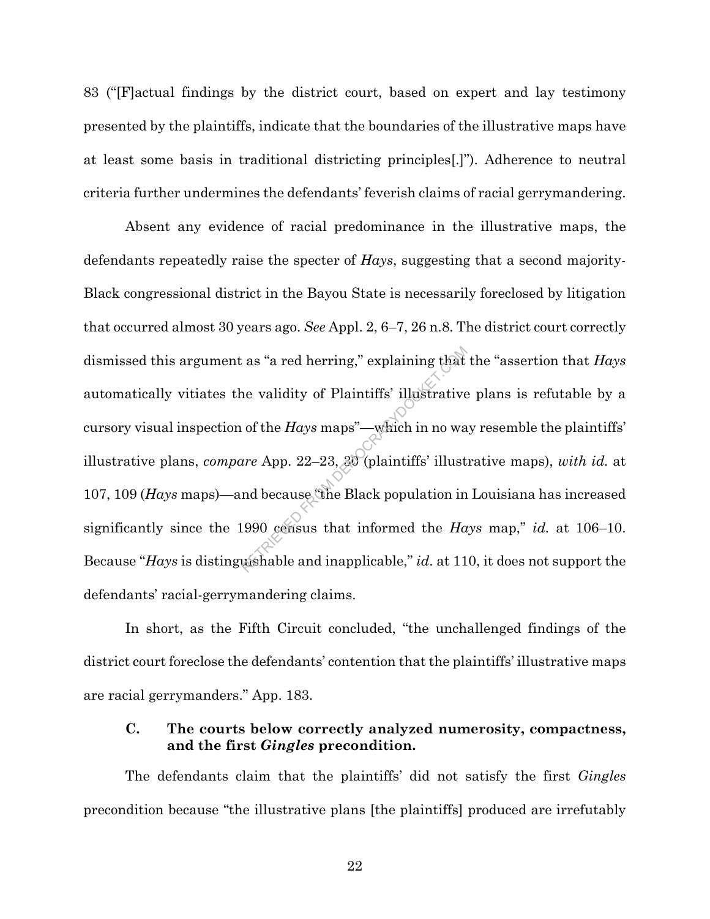83 ("[F]actual findings by the district court, based on expert and lay testimony presented by the plaintiffs, indicate that the boundaries of the illustrative maps have at least some basis in traditional districting principles[.]"). Adherence to neutral criteria further undermines the defendants' feverish claims of racial gerrymandering.

Absent any evidence of racial predominance in the illustrative maps, the defendants repeatedly raise the specter of *Hays*, suggesting that a second majority-Black congressional district in the Bayou State is necessarily foreclosed by litigation that occurred almost 30 years ago. *See* Appl. 2, 6–7, 26 n.8. The district court correctly dismissed this argument as "a red herring," explaining that the "assertion that *Hays* automatically vitiates the validity of Plaintiffs' illustrative plans is refutable by a cursory visual inspection of the *Hays* maps"—which in no way resemble the plaintiffs' illustrative plans, *compare* App. 22–23, 30 (plaintiffs' illustrative maps), *with id.* at 107, 109 (*Hays* maps)—and because "the Black population in Louisiana has increased significantly since the 1990 census that informed the *Hays* map," *id.* at 106–10. Because "*Hays* is distinguishable and inapplicable," *id.* at 110, it does not support the defendants' racial-gerrymandering claims.

In short, as the Fifth Circuit concluded, "the unchallenged findings of the district court foreclose the defendants' contention that the plaintiffs' illustrative maps are racial gerrymanders." App. 183.

### C. The courts below correctly analyzed numerosity, compactness, and the first *Gingles* precondition.

The defendants claim that the plaintiffs' did not satisfy the first *Gingles* precondition because "the illustrative plans [the plaintiffs] produced are irrefutably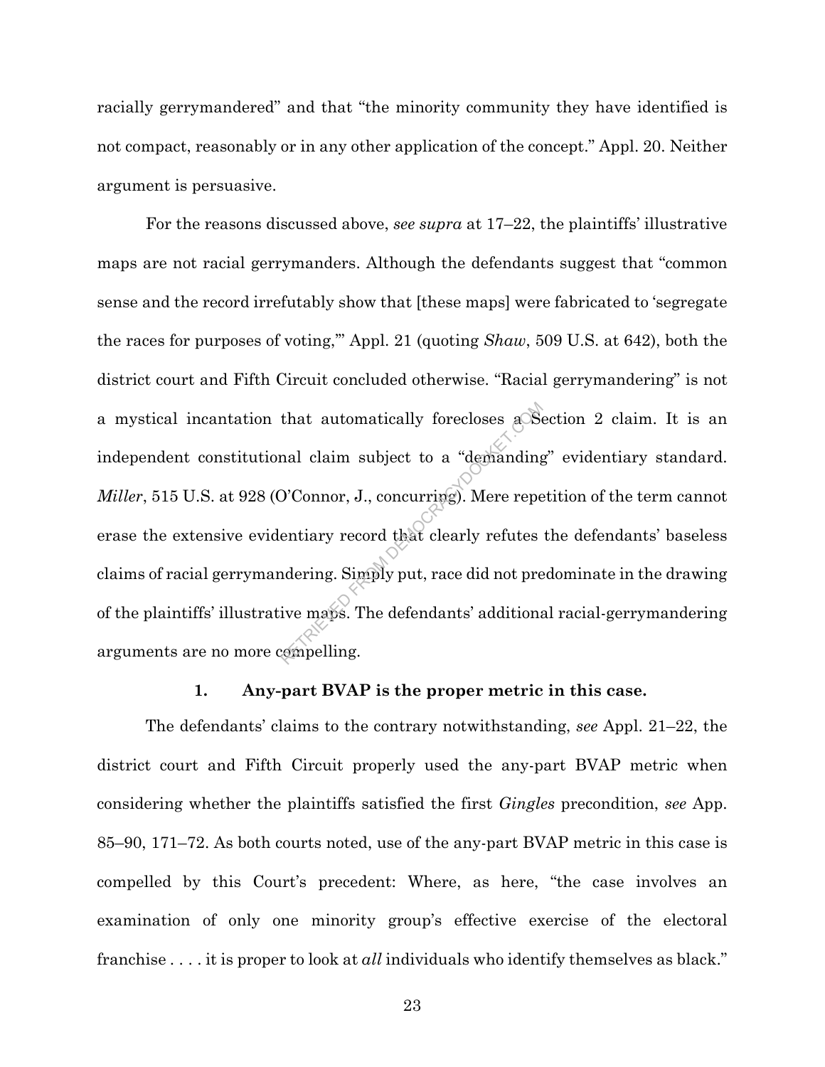racially gerrymandered" and that "the minority community they have identified is not compact, reasonably or in any other application of the concept." Appl. 20. Neither argument is persuasive.

For the reasons discussed above, *see supra* at 17–22, the plaintiffs' illustrative maps are not racial gerrymanders. Although the defendants suggest that "common sense and the record irrefutably show that [these maps] were fabricated to 'segregate the races for purposes of voting,'" Appl. 21 (quoting *Shaw*, 509 U.S. at 642), both the district court and Fifth Circuit concluded otherwise. "Racial gerrymandering" is not a mystical incantation that automatically forecloses a Section 2 claim. It is an independent constitutional claim subject to a "demanding" evidentiary standard. *Miller*, 515 U.S. at 928 (O'Connor, J., concurring). Mere repetition of the term cannot erase the extensive evidentiary record that clearly refutes the defendants' baseless claims of racial gerrymandering. Simply put, race did not predominate in the drawing of the plaintiffs' illustrative maps. The defendants' additional racial-gerrymandering arguments are no more compelling.

### 1. Any-part BVAP is the proper metric in this case.

The defendants' claims to the contrary notwithstanding, *see* Appl. 21–22, the district court and Fifth Circuit properly used the any-part BVAP metric when considering whether the plaintiffs satisfied the first *Gingles* precondition, *see* App. 85–90, 171–72. As both courts noted, use of the any-part BVAP metric in this case is compelled by this Court's precedent: Where, as here, "the case involves an examination of only one minority group's effective exercise of the electoral franchise . . . . it is proper to look at *all* individuals who identify themselves as black."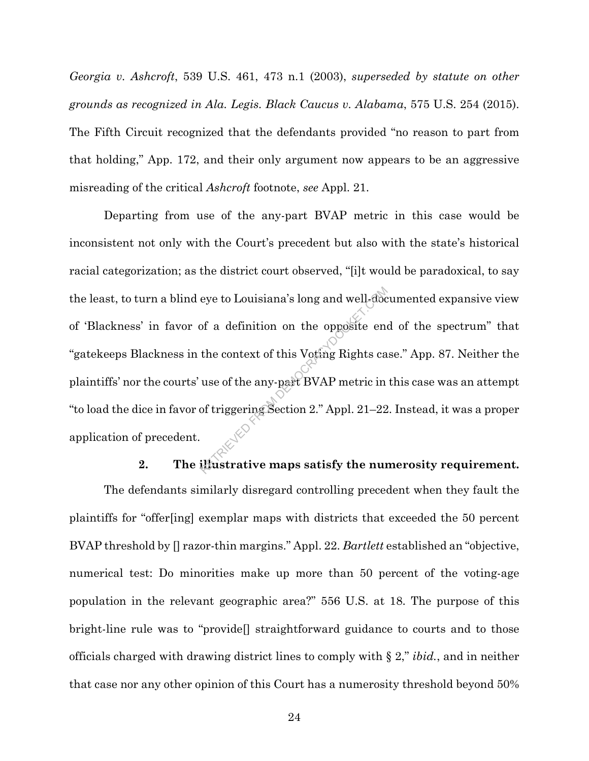*Georgia v. Ashcroft*, 539 U.S. 461, 473 n.1 (2003), *superseded by statute on other grounds as recognized in Ala. Legis. Black Caucus v. Alabama*, 575 U.S. 254 (2015). The Fifth Circuit recognized that the defendants provided "no reason to part from that holding," App. 172, and their only argument now appears to be an aggressive misreading of the critical *Ashcroft* footnote, *see* Appl. 21.

Departing from use of the any-part BVAP metric in this case would be inconsistent not only with the Court's precedent but also with the state's historical racial categorization; as the district court observed, "[i]t would be paradoxical, to say the least, to turn a blind eye to Louisiana's long and well-documented expansive view of 'Blackness' in favor of a definition on the opposite end of the spectrum" that "gatekeeps Blackness in the context of this Voting Rights case." App. 87. Neither the plaintiffs' nor the courts' use of the any-part BVAP metric in this case was an attempt "to load the dice in favor of triggering Section 2." Appl. 21–22. Instead, it was a proper application of precedent.

### 2. The illustrative maps satisfy the numerosity requirement.

The defendants similarly disregard controlling precedent when they fault the plaintiffs for "offer[ing] exemplar maps with districts that exceeded the 50 percent BVAP threshold by [] razor-thin margins." Appl. 22. *Bartlett* established an "objective, numerical test: Do minorities make up more than 50 percent of the voting-age population in the relevant geographic area?" 556 U.S. at 18. The purpose of this bright-line rule was to "provide[] straightforward guidance to courts and to those officials charged with drawing district lines to comply with § 2," *ibid.*, and in neither that case nor any other opinion of this Court has a numerosity threshold beyond 50%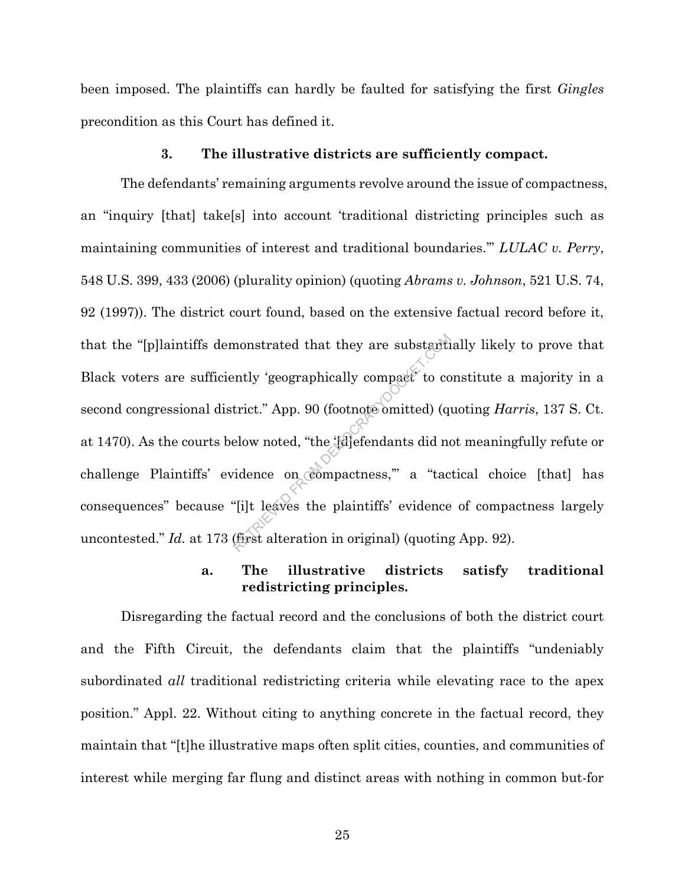been imposed. The plaintiffs can hardly be faulted for satisfying the first *Gingles* precondition as this Court has defined it.

### 3. The illustrative districts are sufficiently compact.

The defendants' remaining arguments revolve around the issue of compactness, an "inquiry [that] take[s] into account 'traditional districting principles such as maintaining communities of interest and traditional boundaries.'" *LULAC v. Perry*, 548 U.S. 399, 433 (2006) (plurality opinion) (quoting *Abrams v. Johnson*, 521 U.S. 74, 92 (1997)). The district court found, based on the extensive factual record before it, that the "[p]laintiffs demonstrated that they are substantially likely to prove that Black voters are sufficiently 'geographically compact' to constitute a majority in a second congressional district." App. 90 (footnote omitted) (quoting *Harris*, 137 S. Ct. at 1470). As the courts below noted, "the '[d]efendants did not meaningfully refute or challenge Plaintiffs' evidence on compactness,'" a "tactical choice [that] has consequences" because "[i]t leaves the plaintiffs' evidence of compactness largely uncontested." *Id.* at 173 (first alteration in original) (quoting App. 92).

#### a. The illustrative districts satisfy traditional redistricting principles.

Disregarding the factual record and the conclusions of both the district court and the Fifth Circuit, the defendants claim that the plaintiffs "undeniably subordinated *all* traditional redistricting criteria while elevating race to the apex position." Appl. 22. Without citing to anything concrete in the factual record, they maintain that "[t]he illustrative maps often split cities, counties, and communities of interest while merging far flung and distinct areas with nothing in common but-for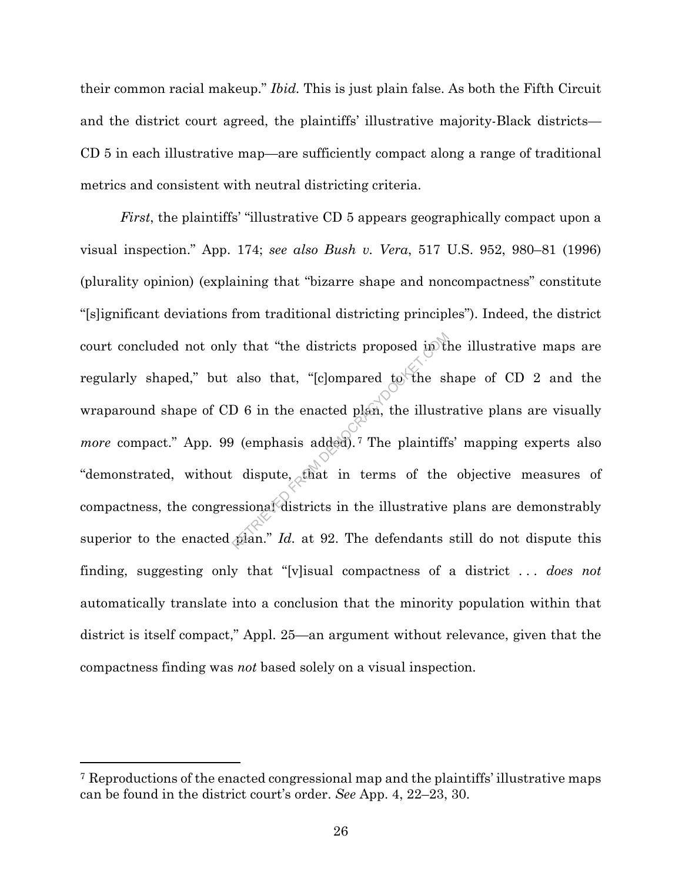their common racial makeup." *Ibid.* This is just plain false. As both the Fifth Circuit and the district court agreed, the plaintiffs' illustrative majority-Black districts—CD 5 in each illustrative map—are sufficiently compact along a range of traditional metrics and consistent with neutral districting criteria.

*First*, the plaintiffs' "illustrative CD 5 appears geographically compact upon a visual inspection." App. 174; *see also Bush v. Vera*, 517 U.S. 952, 980–81 (1996) (plurality opinion) (explaining that "bizarre shape and noncompactness" constitute "[s]ignificant deviations from traditional districting principles"). Indeed, the district court concluded not only that "the districts proposed in the illustrative maps are regularly shaped," but also that, "[c]ompared to the shape of CD 2 and the wraparound shape of CD 6 in the enacted plan, the illustrative plans are visually *more* compact." App. 99 (emphasis added).[7] The plaintiffs' mapping experts also "demonstrated, without dispute, that in terms of the objective measures of compactness, the congressional districts in the illustrative plans are demonstrably superior to the enacted plan." *Id.* at 92. The defendants still do not dispute this finding, suggesting only that "[v]isual compactness of a district . . . *does not* automatically translate into a conclusion that the minority population within that district is itself compact," Appl. 25—an argument without relevance, given that the compactness finding was *not* based solely on a visual inspection.

---

[7] Reproductions of the enacted congressional map and the plaintiffs' illustrative maps can be found in the district court's order. *See* App. 4, 22–23, 30.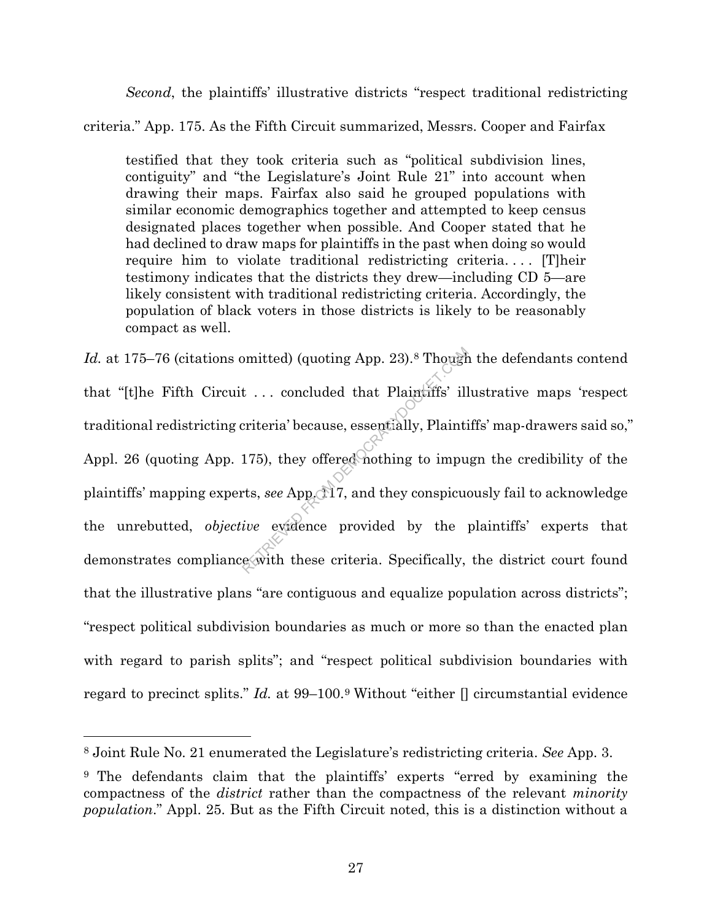*Second*, the plaintiffs' illustrative districts "respect traditional redistricting criteria." App. 175. As the Fifth Circuit summarized, Messrs. Cooper and Fairfax

> testified that they took criteria such as "political subdivision lines, contiguity" and "the Legislature's Joint Rule 21" into account when drawing their maps. Fairfax also said he grouped populations with similar economic demographics together and attempted to keep census designated places together when possible. And Cooper stated that he had declined to draw maps for plaintiffs in the past when doing so would require him to violate traditional redistricting criteria. . . . [T]heir testimony indicates that the districts they drew—including CD 5—are likely consistent with traditional redistricting criteria. Accordingly, the population of black voters in those districts is likely to be reasonably compact as well.

*Id.* at 175–76 (citations omitted) (quoting App. 23).[8] Though the defendants contend that "[t]he Fifth Circuit . . . concluded that Plaintiffs' illustrative maps 'respect traditional redistricting criteria' because, essentially, Plaintiffs' map-drawers said so," Appl. 26 (quoting App. 175), they offered nothing to impugn the credibility of the plaintiffs' mapping experts, *see* App. 117, and they conspicuously fail to acknowledge the unrebutted, *objective* evidence provided by the plaintiffs' experts that demonstrates compliance with these criteria. Specifically, the district court found that the illustrative plans "are contiguous and equalize population across districts"; "respect political subdivision boundaries as much or more so than the enacted plan with regard to parish splits"; and "respect political subdivision boundaries with regard to precinct splits." *Id.* at 99–100.[9] Without "either [] circumstantial evidence

---

[8] Joint Rule No. 21 enumerated the Legislature's redistricting criteria. *See* App. 3.

[9] The defendants claim that the plaintiffs' experts "erred by examining the compactness of the *district* rather than the compactness of the relevant *minority population*." Appl. 25. But as the Fifth Circuit noted, this is a distinction without a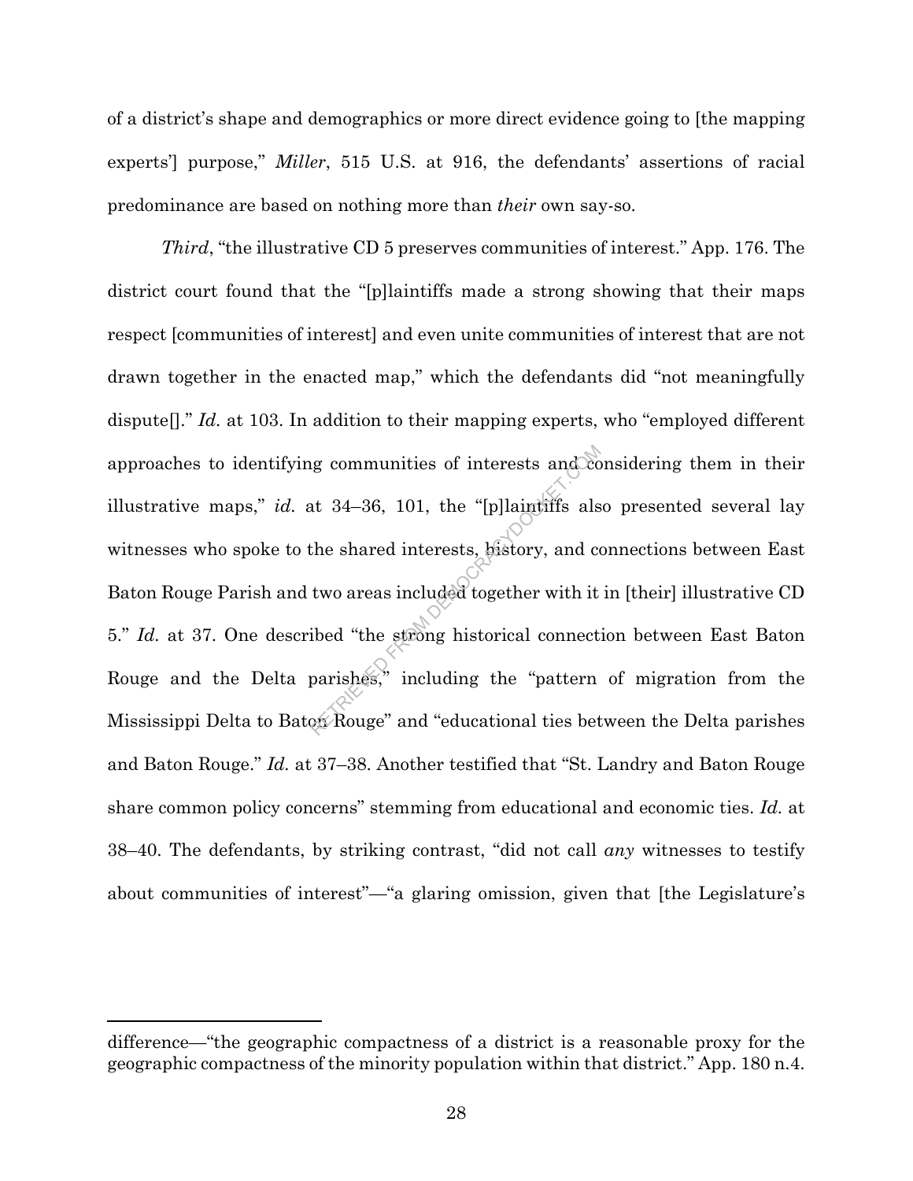of a district's shape and demographics or more direct evidence going to [the mapping experts'] purpose," *Miller*, 515 U.S. at 916, the defendants' assertions of racial predominance are based on nothing more than *their* own say-so.

*Third*, "the illustrative CD 5 preserves communities of interest." App. 176. The district court found that the "[p]laintiffs made a strong showing that their maps respect [communities of interest] and even unite communities of interest that are not drawn together in the enacted map," which the defendants did "not meaningfully dispute[]." *Id.* at 103. In addition to their mapping experts, who "employed different approaches to identifying communities of interests and considering them in their illustrative maps," *id.* at 34–36, 101, the "[p]laintiffs also presented several lay witnesses who spoke to the shared interests, history, and connections between East Baton Rouge Parish and two areas included together with it in [their] illustrative CD 5." *Id.* at 37. One described "the strong historical connection between East Baton Rouge and the Delta parishes," including the "pattern of migration from the Mississippi Delta to Baton Rouge" and "educational ties between the Delta parishes and Baton Rouge." *Id.* at 37–38. Another testified that "St. Landry and Baton Rouge share common policy concerns" stemming from educational and economic ties. *Id.* at 38–40. The defendants, by striking contrast, "did not call *any* witnesses to testify about communities of interest"—"a glaring omission, given that [the Legislature's

---

difference—"the geographic compactness of a district is a reasonable proxy for the geographic compactness of the minority population within that district." App. 180 n.4.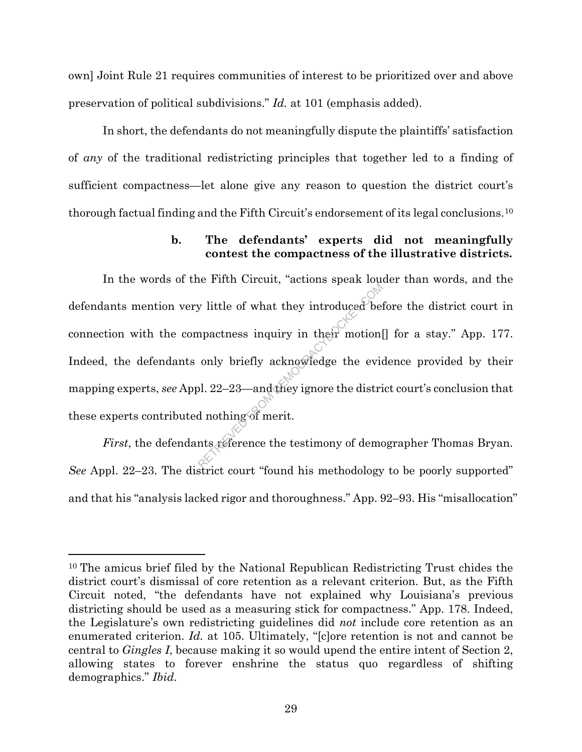own] Joint Rule 21 requires communities of interest to be prioritized over and above preservation of political subdivisions." *Id.* at 101 (emphasis added).

In short, the defendants do not meaningfully dispute the plaintiffs' satisfaction of *any* of the traditional redistricting principles that together led to a finding of sufficient compactness—let alone give any reason to question the district court's thorough factual finding and the Fifth Circuit's endorsement of its legal conclusions.[10]

**b. The defendants' experts did not meaningfully contest the compactness of the illustrative districts.**

In the words of the Fifth Circuit, "actions speak louder than words, and the defendants mention very little of what they introduced before the district court in connection with the compactness inquiry in their motion[] for a stay." App. 177. Indeed, the defendants only briefly acknowledge the evidence provided by their mapping experts, *see* Appl. 22–23—and they ignore the district court's conclusion that these experts contributed nothing of merit.

*First*, the defendants reference the testimony of demographer Thomas Bryan. *See* Appl. 22–23. The district court "found his methodology to be poorly supported" and that his "analysis lacked rigor and thoroughness." App. 92–93. His "misallocation"

[10] The amicus brief filed by the National Republican Redistricting Trust chides the district court's dismissal of core retention as a relevant criterion. But, as the Fifth Circuit noted, "the defendants have not explained why Louisiana's previous districting should be used as a measuring stick for compactness." App. 178. Indeed, the Legislature's own redistricting guidelines did *not* include core retention as an enumerated criterion. *Id.* at 105. Ultimately, "[c]ore retention is not and cannot be central to *Gingles I*, because making it so would upend the entire intent of Section 2, allowing states to forever enshrine the status quo regardless of shifting demographics." *Ibid.*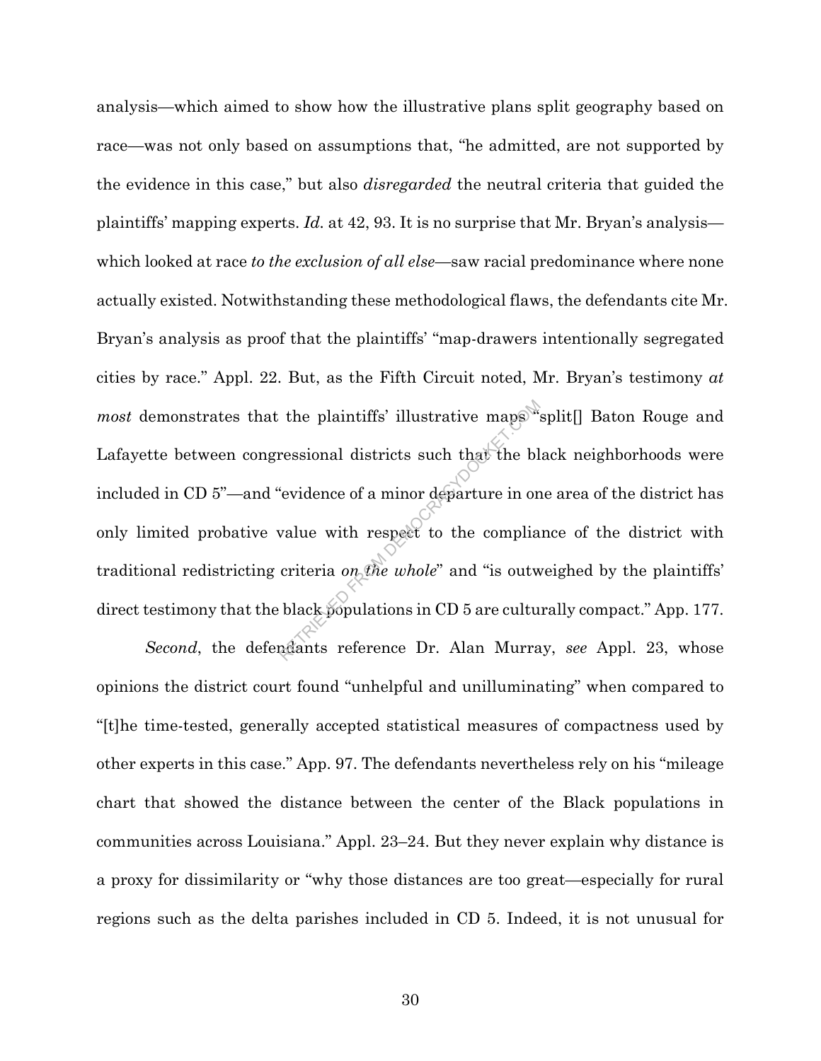analysis—which aimed to show how the illustrative plans split geography based on race—was not only based on assumptions that, "he admitted, are not supported by the evidence in this case," but also *disregarded* the neutral criteria that guided the plaintiffs' mapping experts. *Id.* at 42, 93. It is no surprise that Mr. Bryan's analysis—which looked at race *to the exclusion of all else*—saw racial predominance where none actually existed. Notwithstanding these methodological flaws, the defendants cite Mr. Bryan's analysis as proof that the plaintiffs' "map-drawers intentionally segregated cities by race." Appl. 22. But, as the Fifth Circuit noted, Mr. Bryan's testimony *at most* demonstrates that the plaintiffs' illustrative maps "split[] Baton Rouge and Lafayette between congressional districts such that the black neighborhoods were included in CD 5"—and "evidence of a minor departure in one area of the district has only limited probative value with respect to the compliance of the district with traditional redistricting criteria *on the whole*" and "is outweighed by the plaintiffs' direct testimony that the black populations in CD 5 are culturally compact." App. 177.

*Second*, the defendants reference Dr. Alan Murray, *see* Appl. 23, whose opinions the district court found "unhelpful and unilluminating" when compared to "[t]he time-tested, generally accepted statistical measures of compactness used by other experts in this case." App. 97. The defendants nevertheless rely on his "mileage chart that showed the distance between the center of the Black populations in communities across Louisiana." Appl. 23–24. But they never explain why distance is a proxy for dissimilarity or "why those distances are too great—especially for rural regions such as the delta parishes included in CD 5. Indeed, it is not unusual for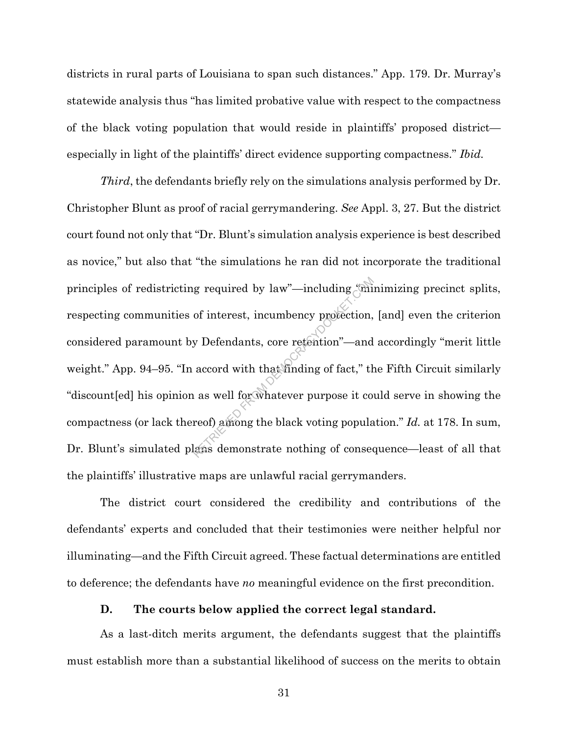districts in rural parts of Louisiana to span such distances." App. 179. Dr. Murray's statewide analysis thus "has limited probative value with respect to the compactness of the black voting population that would reside in plaintiffs' proposed district—especially in light of the plaintiffs' direct evidence supporting compactness." *Ibid.*

*Third*, the defendants briefly rely on the simulations analysis performed by Dr. Christopher Blunt as proof of racial gerrymandering. *See* Appl. 3, 27. But the district court found not only that "Dr. Blunt's simulation analysis experience is best described as novice," but also that "the simulations he ran did not incorporate the traditional principles of redistricting required by law"—including "minimizing precinct splits, respecting communities of interest, incumbency protection, [and] even the criterion considered paramount by Defendants, core retention"—and accordingly "merit little weight." App. 94–95. "In accord with that finding of fact," the Fifth Circuit similarly "discount[ed] his opinion as well for whatever purpose it could serve in showing the compactness (or lack thereof) among the black voting population." *Id.* at 178. In sum, Dr. Blunt's simulated plans demonstrate nothing of consequence—least of all that the plaintiffs' illustrative maps are unlawful racial gerrymanders.

The district court considered the credibility and contributions of the defendants' experts and concluded that their testimonies were neither helpful nor illuminating—and the Fifth Circuit agreed. These factual determinations are entitled to deference; the defendants have *no* meaningful evidence on the first precondition.

### D. The courts below applied the correct legal standard.

As a last-ditch merits argument, the defendants suggest that the plaintiffs must establish more than a substantial likelihood of success on the merits to obtain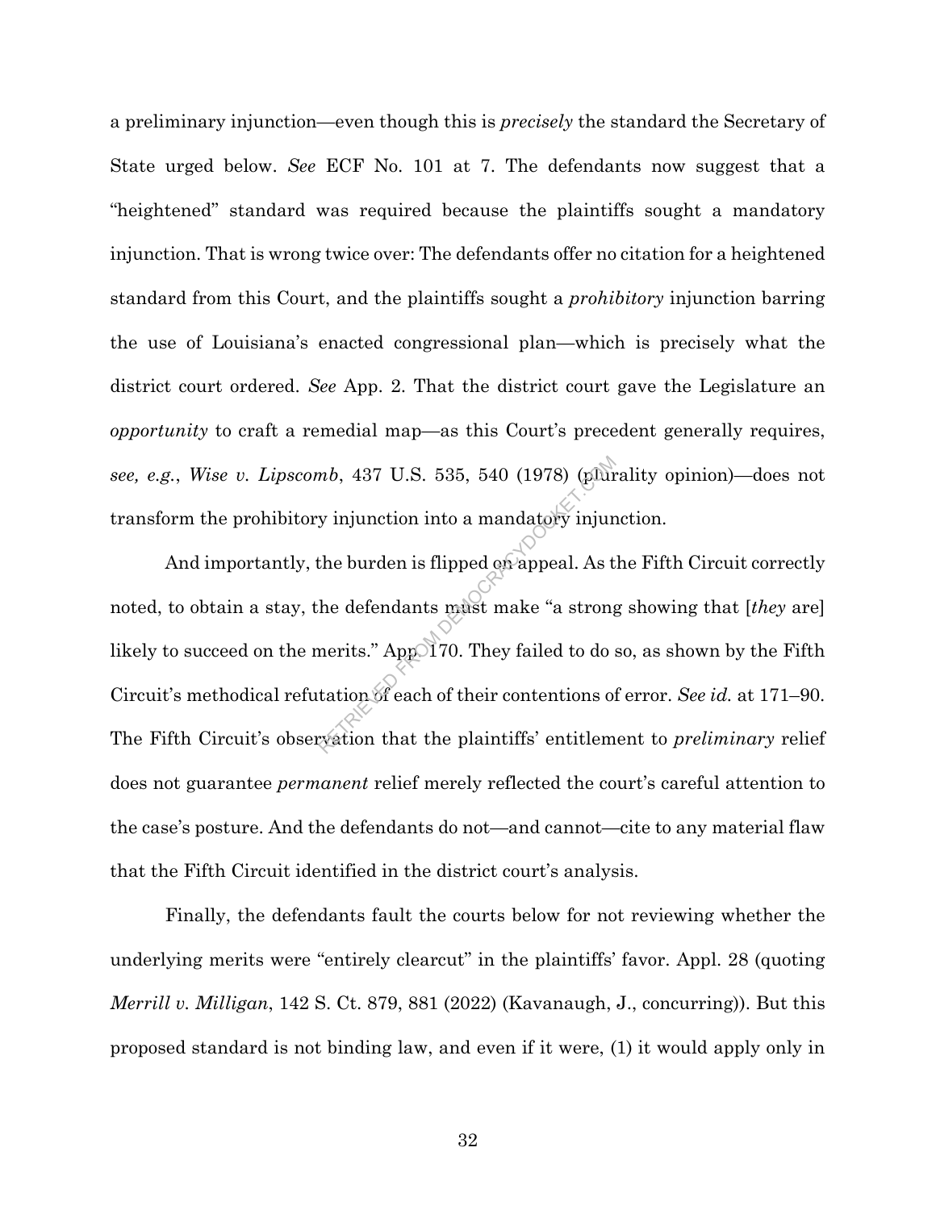a preliminary injunction—even though this is *precisely* the standard the Secretary of State urged below. *See* ECF No. 101 at 7. The defendants now suggest that a "heightened" standard was required because the plaintiffs sought a mandatory injunction. That is wrong twice over: The defendants offer no citation for a heightened standard from this Court, and the plaintiffs sought a *prohibitory* injunction barring the use of Louisiana's enacted congressional plan—which is precisely what the district court ordered. *See* App. 2. That the district court gave the Legislature an *opportunity* to craft a remedial map—as this Court's precedent generally requires, *see, e.g.*, *Wise v. Lipscomb*, 437 U.S. 535, 540 (1978) (plurality opinion)—does not transform the prohibitory injunction into a mandatory injunction.

And importantly, the burden is flipped on appeal. As the Fifth Circuit correctly noted, to obtain a stay, the defendants must make "a strong showing that [*they* are] likely to succeed on the merits." App. 170. They failed to do so, as shown by the Fifth Circuit's methodical refutation of each of their contentions of error. *See id.* at 171–90. The Fifth Circuit's observation that the plaintiffs' entitlement to *preliminary* relief does not guarantee *permanent* relief merely reflected the court's careful attention to the case's posture. And the defendants do not—and cannot—cite to any material flaw that the Fifth Circuit identified in the district court's analysis.

Finally, the defendants fault the courts below for not reviewing whether the underlying merits were "entirely clearcut" in the plaintiffs' favor. Appl. 28 (quoting *Merrill v. Milligan*, 142 S. Ct. 879, 881 (2022) (Kavanaugh, J., concurring)). But this proposed standard is not binding law, and even if it were, (1) it would apply only in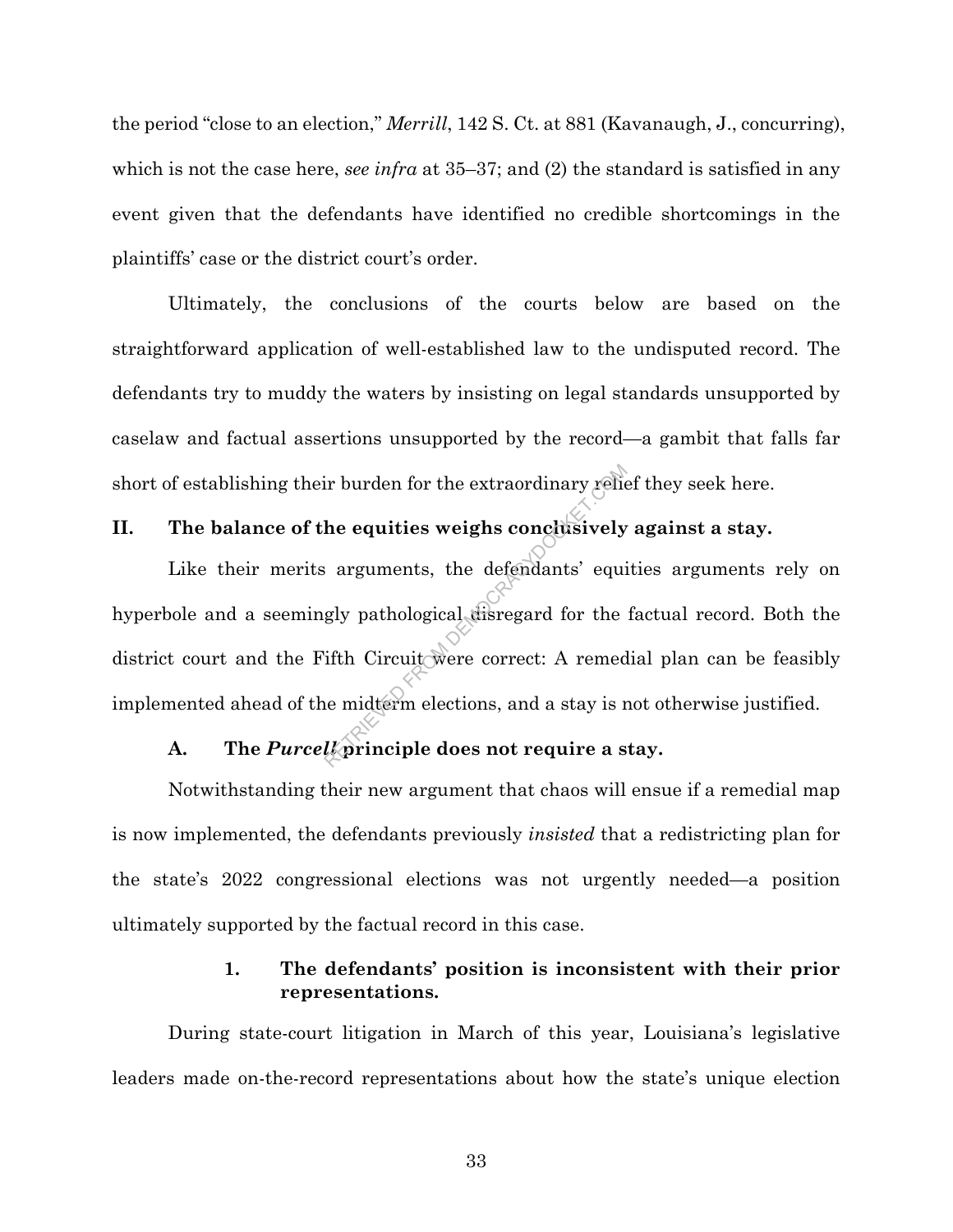the period "close to an election," *Merrill*, 142 S. Ct. at 881 (Kavanaugh, J., concurring), which is not the case here, *see infra* at 35–37; and (2) the standard is satisfied in any event given that the defendants have identified no credible shortcomings in the plaintiffs' case or the district court's order.

Ultimately, the conclusions of the courts below are based on the straightforward application of well-established law to the undisputed record. The defendants try to muddy the waters by insisting on legal standards unsupported by caselaw and factual assertions unsupported by the record—a gambit that falls far short of establishing their burden for the extraordinary relief they seek here.

## II. The balance of the equities weighs conclusively against a stay.

Like their merits arguments, the defendants' equities arguments rely on hyperbole and a seemingly pathological disregard for the factual record. Both the district court and the Fifth Circuit were correct: A remedial plan can be feasibly implemented ahead of the midterm elections, and a stay is not otherwise justified.

### A. The *Purcell* principle does not require a stay.

Notwithstanding their new argument that chaos will ensue if a remedial map is now implemented, the defendants previously *insisted* that a redistricting plan for the state's 2022 congressional elections was not urgently needed—a position ultimately supported by the factual record in this case.

#### 1. The defendants' position is inconsistent with their prior representations.

During state-court litigation in March of this year, Louisiana's legislative leaders made on-the-record representations about how the state's unique election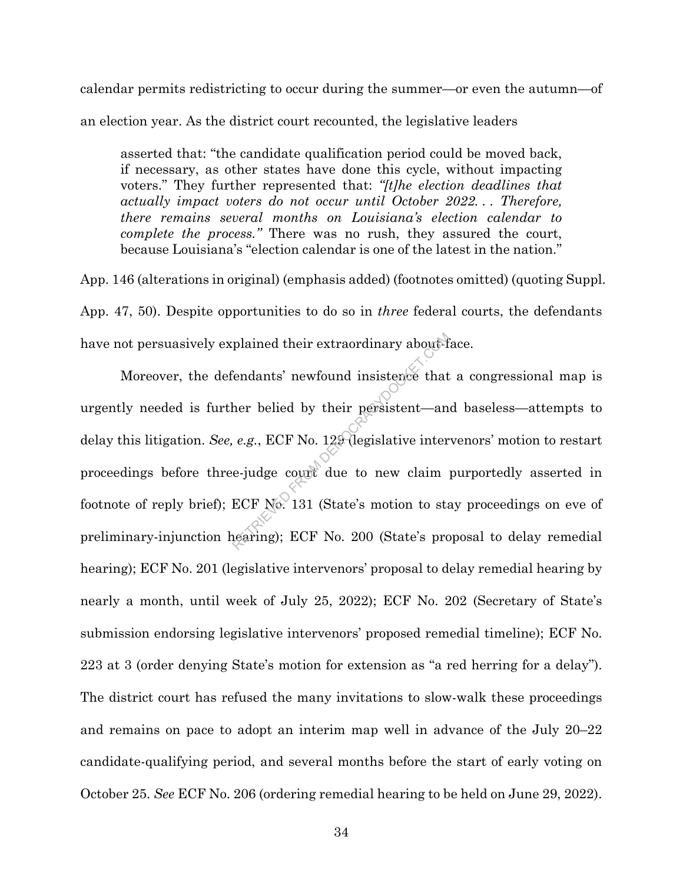calendar permits redistricting to occur during the summer—or even the autumn—of an election year. As the district court recounted, the legislative leaders

> asserted that: "the candidate qualification period could be moved back, if necessary, as other states have done this cycle, without impacting voters." They further represented that: *"[t]he election deadlines that actually impact voters do not occur until October 2022. . . Therefore, there remains several months on Louisiana's election calendar to complete the process."* There was no rush, they assured the court, because Louisiana's "election calendar is one of the latest in the nation."

App. 146 (alterations in original) (emphasis added) (footnotes omitted) (quoting Suppl. App. 47, 50). Despite opportunities to do so in *three* federal courts, the defendants have not persuasively explained their extraordinary about-face.

Moreover, the defendants' newfound insistence that a congressional map is urgently needed is further belied by their persistent—and baseless—attempts to delay this litigation. *See, e.g.*, ECF No. 129 (legislative intervenors' motion to restart proceedings before three-judge court due to new claim purportedly asserted in footnote of reply brief); ECF No. 131 (State's motion to stay proceedings on eve of preliminary-injunction hearing); ECF No. 200 (State's proposal to delay remedial hearing); ECF No. 201 (legislative intervenors' proposal to delay remedial hearing by nearly a month, until week of July 25, 2022); ECF No. 202 (Secretary of State's submission endorsing legislative intervenors' proposed remedial timeline); ECF No. 223 at 3 (order denying State's motion for extension as "a red herring for a delay"). The district court has refused the many invitations to slow-walk these proceedings and remains on pace to adopt an interim map well in advance of the July 20–22 candidate-qualifying period, and several months before the start of early voting on October 25. *See* ECF No. 206 (ordering remedial hearing to be held on June 29, 2022).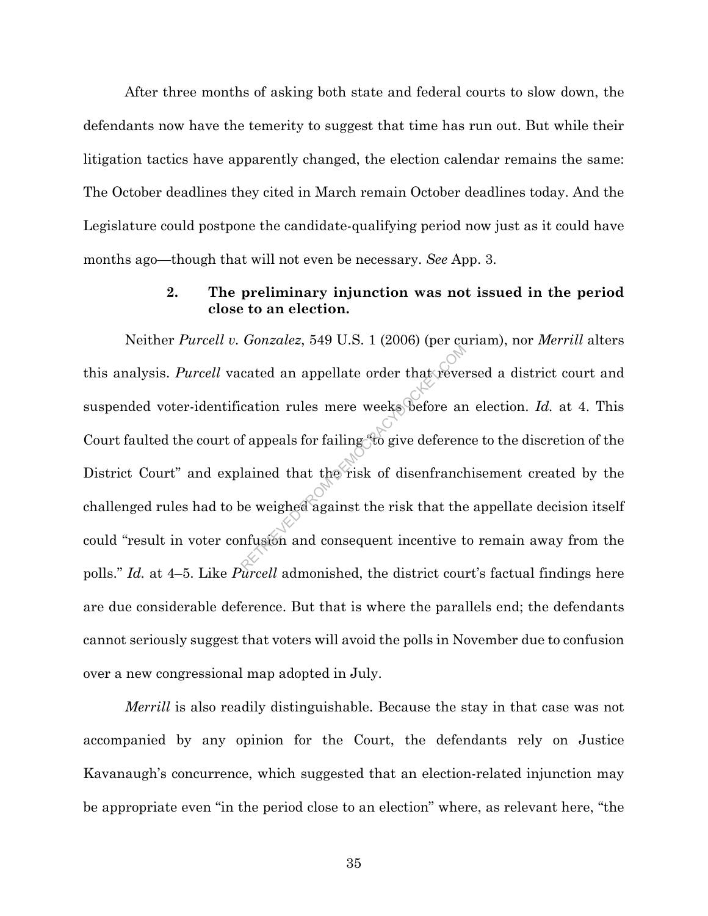After three months of asking both state and federal courts to slow down, the defendants now have the temerity to suggest that time has run out. But while their litigation tactics have apparently changed, the election calendar remains the same: The October deadlines they cited in March remain October deadlines today. And the Legislature could postpone the candidate-qualifying period now just as it could have months ago—though that will not even be necessary. *See* App. 3.

### 2. The preliminary injunction was not issued in the period close to an election.

Neither *Purcell v. Gonzalez*, 549 U.S. 1 (2006) (per curiam), nor *Merrill* alters this analysis. *Purcell* vacated an appellate order that reversed a district court and suspended voter-identification rules mere weeks before an election. *Id.* at 4. This Court faulted the court of appeals for failing "to give deference to the discretion of the District Court" and explained that the risk of disenfranchisement created by the challenged rules had to be weighed against the risk that the appellate decision itself could "result in voter confusion and consequent incentive to remain away from the polls." *Id.* at 4–5. Like *Purcell* admonished, the district court's factual findings here are due considerable deference. But that is where the parallels end; the defendants cannot seriously suggest that voters will avoid the polls in November due to confusion over a new congressional map adopted in July.

*Merrill* is also readily distinguishable. Because the stay in that case was not accompanied by any opinion for the Court, the defendants rely on Justice Kavanaugh's concurrence, which suggested that an election-related injunction may be appropriate even "in the period close to an election" where, as relevant here, "the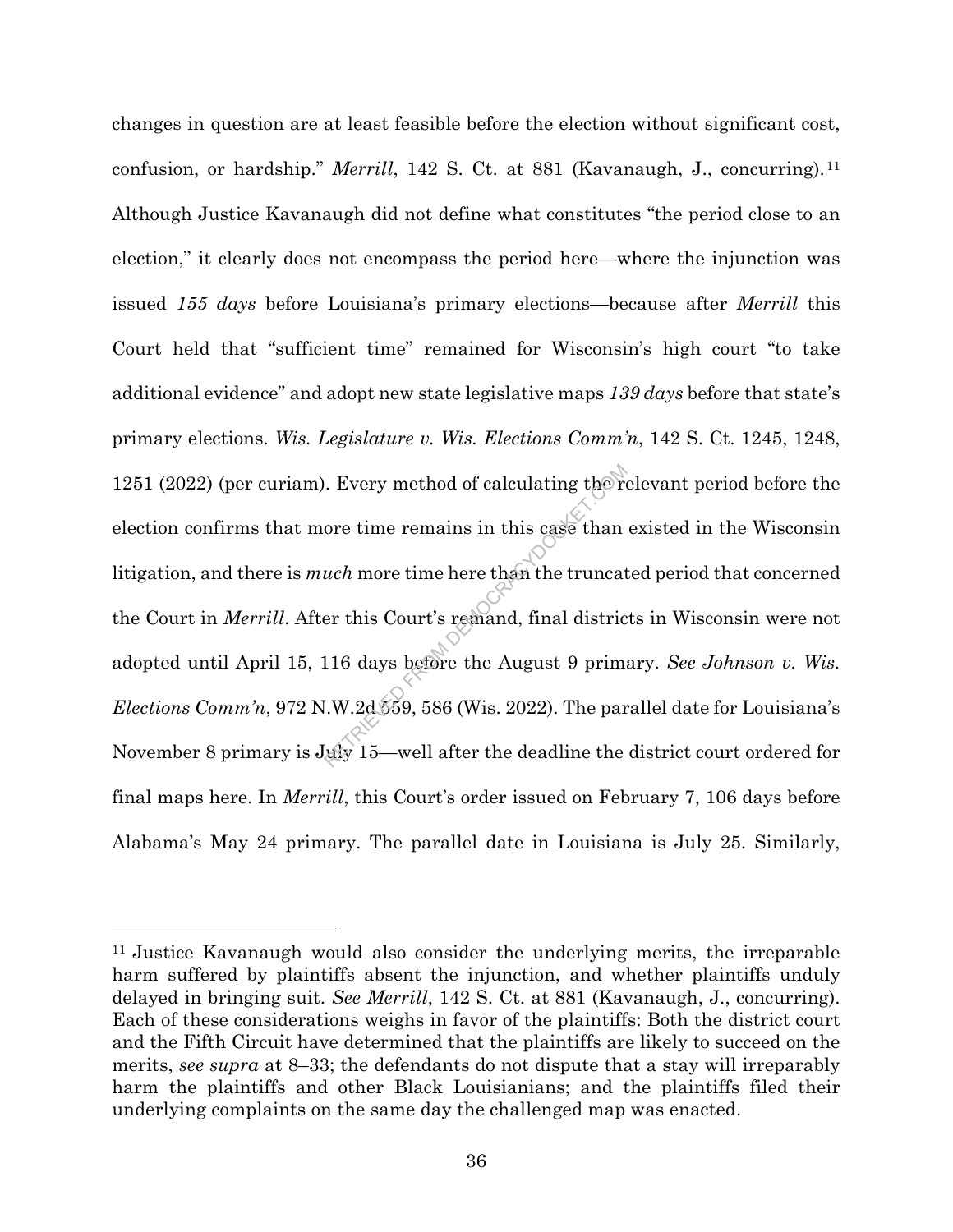changes in question are at least feasible before the election without significant cost, confusion, or hardship." *Merrill*, 142 S. Ct. at 881 (Kavanaugh, J., concurring).[11] Although Justice Kavanaugh did not define what constitutes "the period close to an election," it clearly does not encompass the period here—where the injunction was issued *155 days* before Louisiana's primary elections—because after *Merrill* this Court held that "sufficient time" remained for Wisconsin's high court "to take additional evidence" and adopt new state legislative maps *139 days* before that state's primary elections. *Wis. Legislature v. Wis. Elections Comm'n*, 142 S. Ct. 1245, 1248, 1251 (2022) (per curiam). Every method of calculating the relevant period before the election confirms that more time remains in this case than existed in the Wisconsin litigation, and there is *much* more time here than the truncated period that concerned the Court in *Merrill*. After this Court's remand, final districts in Wisconsin were not adopted until April 15, 116 days before the August 9 primary. *See Johnson v. Wis. Elections Comm'n*, 972 N.W.2d 559, 586 (Wis. 2022). The parallel date for Louisiana's November 8 primary is July 15—well after the deadline the district court ordered for final maps here. In *Merrill*, this Court's order issued on February 7, 106 days before Alabama's May 24 primary. The parallel date in Louisiana is July 25. Similarly,

---

[11] Justice Kavanaugh would also consider the underlying merits, the irreparable harm suffered by plaintiffs absent the injunction, and whether plaintiffs unduly delayed in bringing suit. *See Merrill*, 142 S. Ct. at 881 (Kavanaugh, J., concurring). Each of these considerations weighs in favor of the plaintiffs: Both the district court and the Fifth Circuit have determined that the plaintiffs are likely to succeed on the merits, *see supra* at 8–33; the defendants do not dispute that a stay will irreparably harm the plaintiffs and other Black Louisianians; and the plaintiffs filed their underlying complaints on the same day the challenged map was enacted.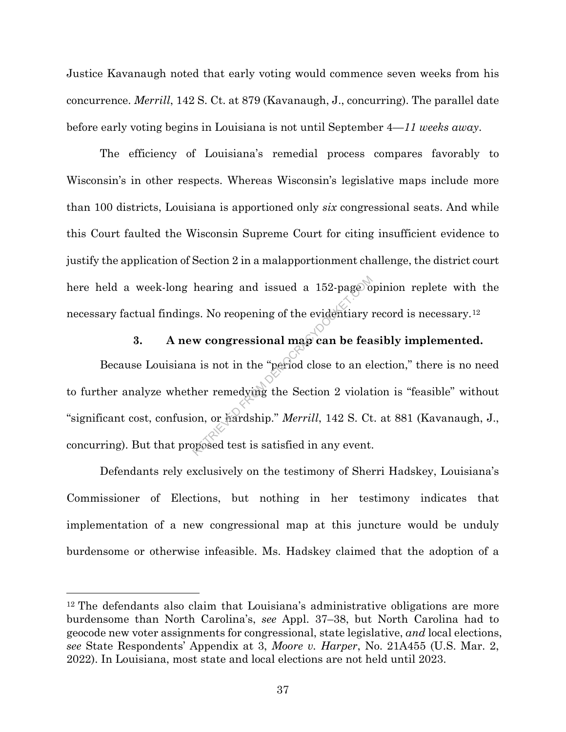Justice Kavanaugh noted that early voting would commence seven weeks from his concurrence. *Merrill*, 142 S. Ct. at 879 (Kavanaugh, J., concurring). The parallel date before early voting begins in Louisiana is not until September 4—*11 weeks away*.

The efficiency of Louisiana's remedial process compares favorably to Wisconsin's in other respects. Whereas Wisconsin's legislative maps include more than 100 districts, Louisiana is apportioned only *six* congressional seats. And while this Court faulted the Wisconsin Supreme Court for citing insufficient evidence to justify the application of Section 2 in a malapportionment challenge, the district court here held a week-long hearing and issued a 152-page opinion replete with the necessary factual findings. No reopening of the evidentiary record is necessary.[12]

### 3. A new congressional map can be feasibly implemented.

Because Louisiana is not in the "period close to an election," there is no need to further analyze whether remedying the Section 2 violation is "feasible" without "significant cost, confusion, or hardship." *Merrill*, 142 S. Ct. at 881 (Kavanaugh, J., concurring). But that proposed test is satisfied in any event.

Defendants rely exclusively on the testimony of Sherri Hadskey, Louisiana's Commissioner of Elections, but nothing in her testimony indicates that implementation of a new congressional map at this juncture would be unduly burdensome or otherwise infeasible. Ms. Hadskey claimed that the adoption of a

---

[12] The defendants also claim that Louisiana's administrative obligations are more burdensome than North Carolina's, *see* Appl. 37–38, but North Carolina had to geocode new voter assignments for congressional, state legislative, *and* local elections, *see* State Respondents' Appendix at 3, *Moore v. Harper*, No. 21A455 (U.S. Mar. 2, 2022). In Louisiana, most state and local elections are not held until 2023.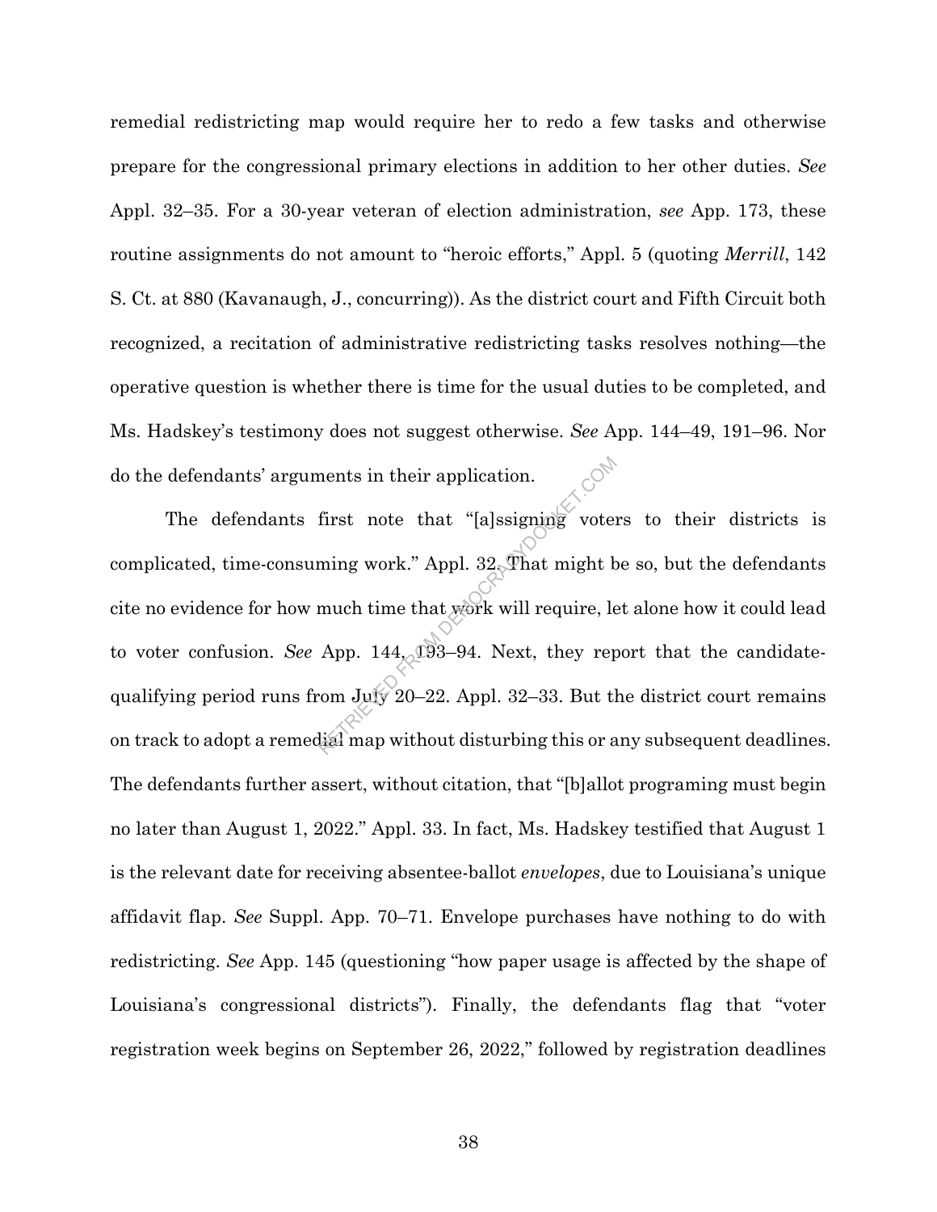remedial redistricting map would require her to redo a few tasks and otherwise prepare for the congressional primary elections in addition to her other duties. *See* Appl. 32–35. For a 30-year veteran of election administration, *see* App. 173, these routine assignments do not amount to "heroic efforts," Appl. 5 (quoting *Merrill*, 142 S. Ct. at 880 (Kavanaugh, J., concurring)). As the district court and Fifth Circuit both recognized, a recitation of administrative redistricting tasks resolves nothing—the operative question is whether there is time for the usual duties to be completed, and Ms. Hadskey's testimony does not suggest otherwise. *See* App. 144–49, 191–96. Nor do the defendants' arguments in their application.

The defendants first note that "[a]ssigning voters to their districts is complicated, time-consuming work." Appl. 32. That might be so, but the defendants cite no evidence for how much time that work will require, let alone how it could lead to voter confusion. *See* App. 144, 193–94. Next, they report that the candidate-qualifying period runs from July 20–22. Appl. 32–33. But the district court remains on track to adopt a remedial map without disturbing this or any subsequent deadlines. The defendants further assert, without citation, that "[b]allot programing must begin no later than August 1, 2022." Appl. 33. In fact, Ms. Hadskey testified that August 1 is the relevant date for receiving absentee-ballot *envelopes*, due to Louisiana's unique affidavit flap. *See* Suppl. App. 70–71. Envelope purchases have nothing to do with redistricting. *See* App. 145 (questioning "how paper usage is affected by the shape of Louisiana's congressional districts"). Finally, the defendants flag that "voter registration week begins on September 26, 2022," followed by registration deadlines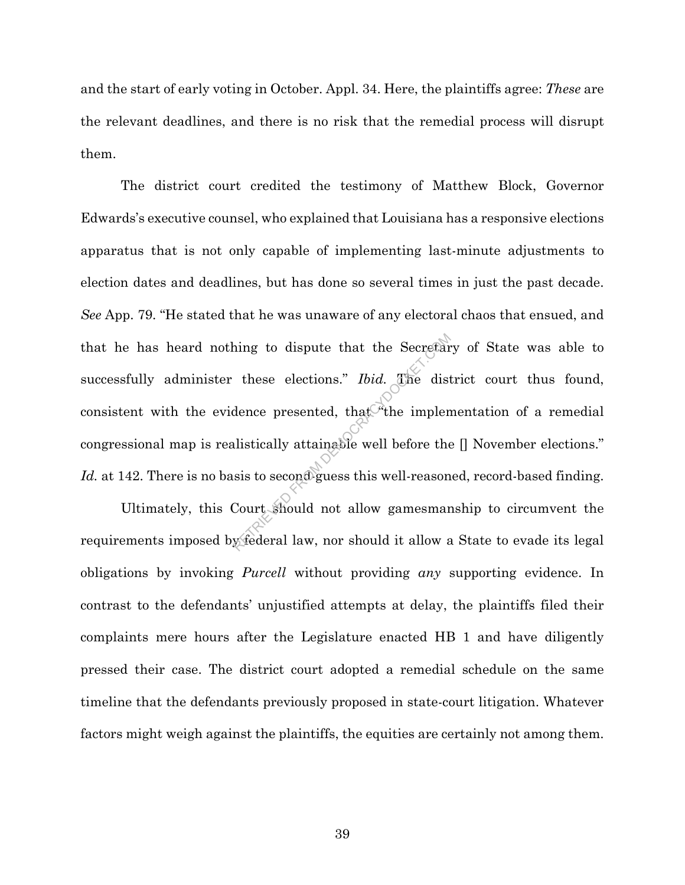and the start of early voting in October. Appl. 34. Here, the plaintiffs agree: *These* are the relevant deadlines, and there is no risk that the remedial process will disrupt them.

The district court credited the testimony of Matthew Block, Governor Edwards's executive counsel, who explained that Louisiana has a responsive elections apparatus that is not only capable of implementing last-minute adjustments to election dates and deadlines, but has done so several times in just the past decade. *See* App. 79. "He stated that he was unaware of any electoral chaos that ensued, and that he has heard nothing to dispute that the Secretary of State was able to successfully administer these elections." *Ibid.* The district court thus found, consistent with the evidence presented, that "the implementation of a remedial congressional map is realistically attainable well before the [] November elections." *Id.* at 142. There is no basis to second-guess this well-reasoned, record-based finding.

Ultimately, this Court should not allow gamesmanship to circumvent the requirements imposed by federal law, nor should it allow a State to evade its legal obligations by invoking *Purcell* without providing *any* supporting evidence. In contrast to the defendants' unjustified attempts at delay, the plaintiffs filed their complaints mere hours after the Legislature enacted HB 1 and have diligently pressed their case. The district court adopted a remedial schedule on the same timeline that the defendants previously proposed in state-court litigation. Whatever factors might weigh against the plaintiffs, the equities are certainly not among them.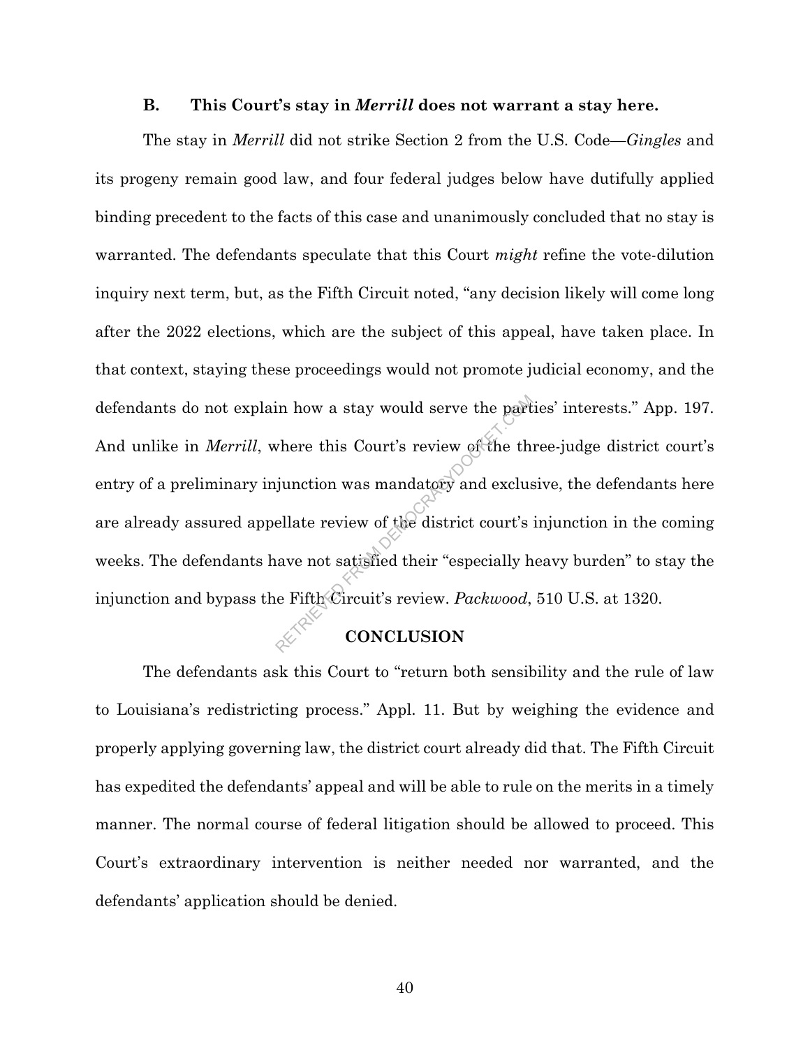### B. This Court's stay in *Merrill* does not warrant a stay here.

The stay in *Merrill* did not strike Section 2 from the U.S. Code—*Gingles* and its progeny remain good law, and four federal judges below have dutifully applied binding precedent to the facts of this case and unanimously concluded that no stay is warranted. The defendants speculate that this Court *might* refine the vote-dilution inquiry next term, but, as the Fifth Circuit noted, "any decision likely will come long after the 2022 elections, which are the subject of this appeal, have taken place. In that context, staying these proceedings would not promote judicial economy, and the defendants do not explain how a stay would serve the parties' interests." App. 197. And unlike in *Merrill*, where this Court's review of the three-judge district court's entry of a preliminary injunction was mandatory and exclusive, the defendants here are already assured appellate review of the district court's injunction in the coming weeks. The defendants have not satisfied their "especially heavy burden" to stay the injunction and bypass the Fifth Circuit's review. *Packwood*, 510 U.S. at 1320.

## CONCLUSION

The defendants ask this Court to "return both sensibility and the rule of law to Louisiana's redistricting process." Appl. 11. But by weighing the evidence and properly applying governing law, the district court already did that. The Fifth Circuit has expedited the defendants' appeal and will be able to rule on the merits in a timely manner. The normal course of federal litigation should be allowed to proceed. This Court's extraordinary intervention is neither needed nor warranted, and the defendants' application should be denied.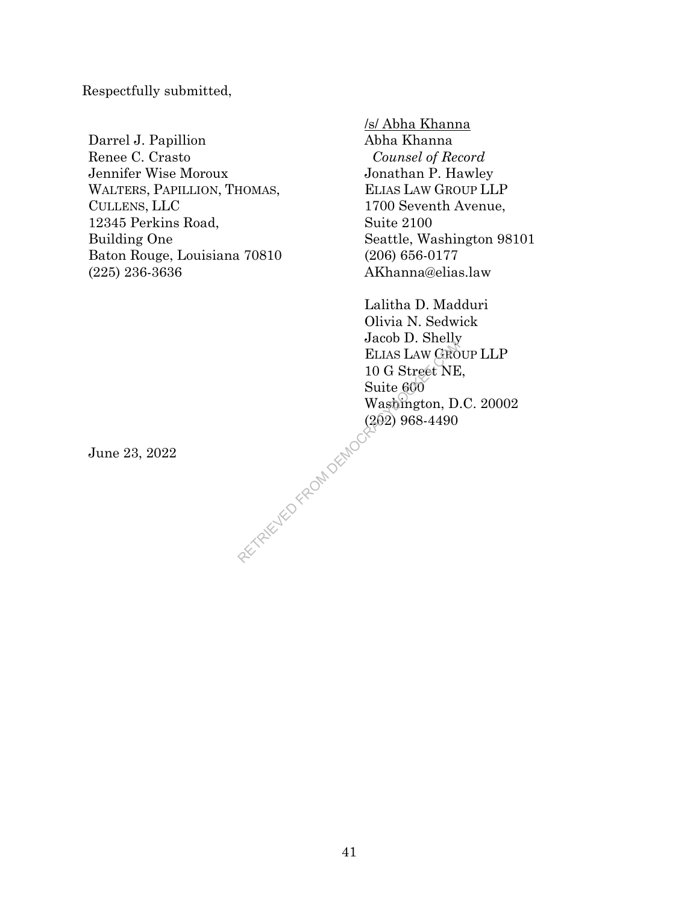Respectfully submitted,

Darrel J. Papillion
Renee C. Crasto
Jennifer Wise Moroux
WALTERS, PAPILLION, THOMAS, CULLENS, LLC
12345 Perkins Road,
Building One
Baton Rouge, Louisiana 70810
(225) 236-3636

/s/ Abha Khanna
Abha Khanna
*Counsel of Record*
Jonathan P. Hawley
ELIAS LAW GROUP LLP
1700 Seventh Avenue,
Suite 2100
Seattle, Washington 98101
(206) 656-0177
AKhanna@elias.law

Lalitha D. Madduri
Olivia N. Sedwick
Jacob D. Shelly
ELIAS LAW GROUP LLP
10 G Street NE,
Suite 600
Washington, D.C. 20002
(202) 968-4490

June 23, 2022